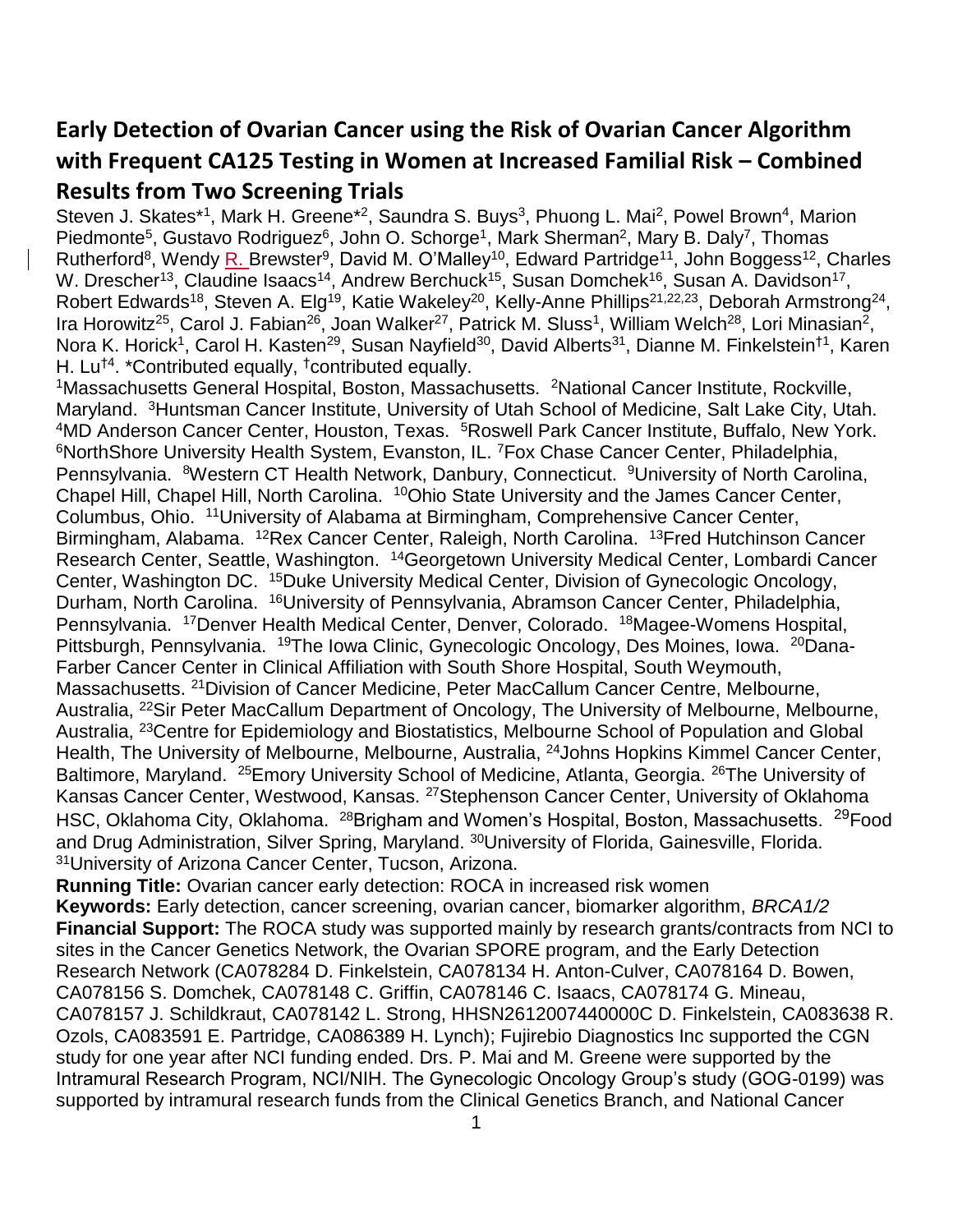# Early Detection of Ovarian Cancer using the Risk of Ovarian Cancer Algorithm with Frequent CA125 Testing in Women at Increased Familial Risk – Combined Results from Two Screening Trials

Steven J. Skates*[1], Mark H. Greene*[2], Saundra S. Buys[3], Phuong L. Mai[2], Powel Brown[4], Marion Piedmonte[5], Gustavo Rodriguez[6], John O. Schorge[1], Mark Sherman[2], Mary B. Daly[7], Thomas Rutherford[8], Wendy R. Brewster[9], David M. O'Malley[10], Edward Partridge[11], John Boggess[12], Charles W. Drescher[13], Claudine Isaacs[14], Andrew Berchuck[15], Susan Domchek[16], Susan A. Davidson[17], Robert Edwards[18], Steven A. Elg[19], Katie Wakeley[20], Kelly-Anne Phillips[21,22,23], Deborah Armstrong[24], Ira Horowitz[25], Carol J. Fabian[26], Joan Walker[27], Patrick M. Sluss[1], William Welch[28], Lori Minasian[2], Nora K. Horick[1], Carol H. Kasten[29], Susan Nayfield[30], David Alberts[31], Dianne M. Finkelstein†[1], Karen H. Lu†[4]. *Contributed equally, †contributed equally.

[1]Massachusetts General Hospital, Boston, Massachusetts. [2]National Cancer Institute, Rockville, Maryland. [3]Huntsman Cancer Institute, University of Utah School of Medicine, Salt Lake City, Utah. [4]MD Anderson Cancer Center, Houston, Texas. [5]Roswell Park Cancer Institute, Buffalo, New York. [6]NorthShore University Health System, Evanston, IL. [7]Fox Chase Cancer Center, Philadelphia, Pennsylvania. [8]Western CT Health Network, Danbury, Connecticut. [9]University of North Carolina, Chapel Hill, Chapel Hill, North Carolina. [10]Ohio State University and the James Cancer Center, Columbus, Ohio. [11]University of Alabama at Birmingham, Comprehensive Cancer Center, Birmingham, Alabama. [12]Rex Cancer Center, Raleigh, North Carolina. [13]Fred Hutchinson Cancer Research Center, Seattle, Washington. [14]Georgetown University Medical Center, Lombardi Cancer Center, Washington DC. [15]Duke University Medical Center, Division of Gynecologic Oncology, Durham, North Carolina. [16]University of Pennsylvania, Abramson Cancer Center, Philadelphia, Pennsylvania. [17]Denver Health Medical Center, Denver, Colorado. [18]Magee-Womens Hospital, Pittsburgh, Pennsylvania. [19]The Iowa Clinic, Gynecologic Oncology, Des Moines, Iowa. [20]Dana-Farber Cancer Center in Clinical Affiliation with South Shore Hospital, South Weymouth, Massachusetts. [21]Division of Cancer Medicine, Peter MacCallum Cancer Centre, Melbourne, Australia, [22]Sir Peter MacCallum Department of Oncology, The University of Melbourne, Melbourne, Australia, [23]Centre for Epidemiology and Biostatistics, Melbourne School of Population and Global Health, The University of Melbourne, Melbourne, Australia, [24]Johns Hopkins Kimmel Cancer Center, Baltimore, Maryland. [25]Emory University School of Medicine, Atlanta, Georgia. [26]The University of Kansas Cancer Center, Westwood, Kansas. [27]Stephenson Cancer Center, University of Oklahoma HSC, Oklahoma City, Oklahoma. [28]Brigham and Women's Hospital, Boston, Massachusetts. [29]Food and Drug Administration, Silver Spring, Maryland. [30]University of Florida, Gainesville, Florida. [31]University of Arizona Cancer Center, Tucson, Arizona.

**Running Title:** Ovarian cancer early detection: ROCA in increased risk women

**Keywords:** Early detection, cancer screening, ovarian cancer, biomarker algorithm, *BRCA1/2*

**Financial Support:** The ROCA study was supported mainly by research grants/contracts from NCI to sites in the Cancer Genetics Network, the Ovarian SPORE program, and the Early Detection Research Network (CA078284 D. Finkelstein, CA078134 H. Anton-Culver, CA078164 D. Bowen, CA078156 S. Domchek, CA078148 C. Griffin, CA078146 C. Isaacs, CA078174 G. Mineau, CA078157 J. Schildkraut, CA078142 L. Strong, HHSN2612007440000C D. Finkelstein, CA083638 R. Ozols, CA083591 E. Partridge, CA086389 H. Lynch); Fujirebio Diagnostics Inc supported the CGN study for one year after NCI funding ended. Drs. P. Mai and M. Greene were supported by the Intramural Research Program, NCI/NIH. The Gynecologic Oncology Group's study (GOG-0199) was supported by intramural research funds from the Clinical Genetics Branch, and National Cancer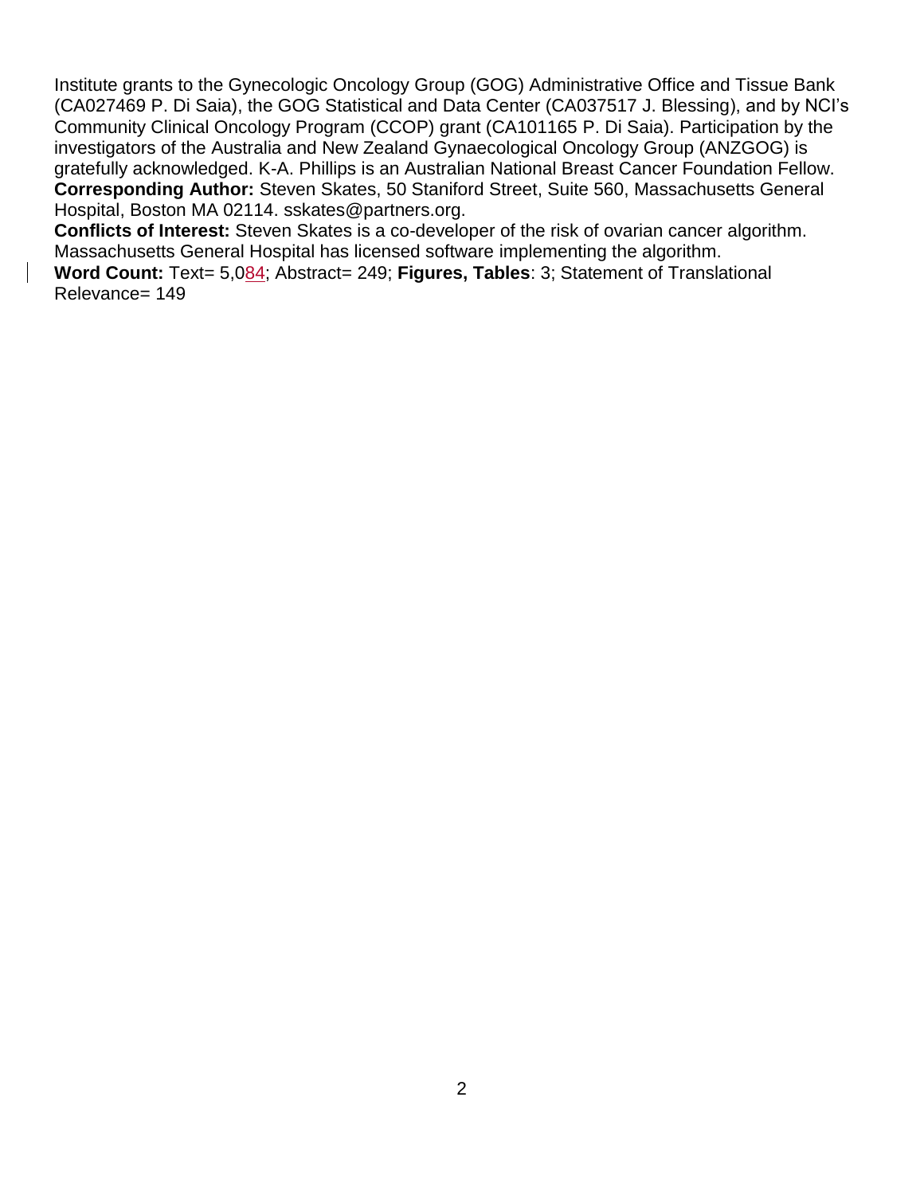Institute grants to the Gynecologic Oncology Group (GOG) Administrative Office and Tissue Bank (CA027469 P. Di Saia), the GOG Statistical and Data Center (CA037517 J. Blessing), and by NCI's Community Clinical Oncology Program (CCOP) grant (CA101165 P. Di Saia). Participation by the investigators of the Australia and New Zealand Gynaecological Oncology Group (ANZGOG) is gratefully acknowledged. K-A. Phillips is an Australian National Breast Cancer Foundation Fellow.

**Corresponding Author:** Steven Skates, 50 Staniford Street, Suite 560, Massachusetts General Hospital, Boston MA 02114. sskates@partners.org.

**Conflicts of Interest:** Steven Skates is a co-developer of the risk of ovarian cancer algorithm. Massachusetts General Hospital has licensed software implementing the algorithm.

**Word Count:** Text= 5,084; Abstract= 249; **Figures, Tables**: 3; Statement of Translational Relevance= 149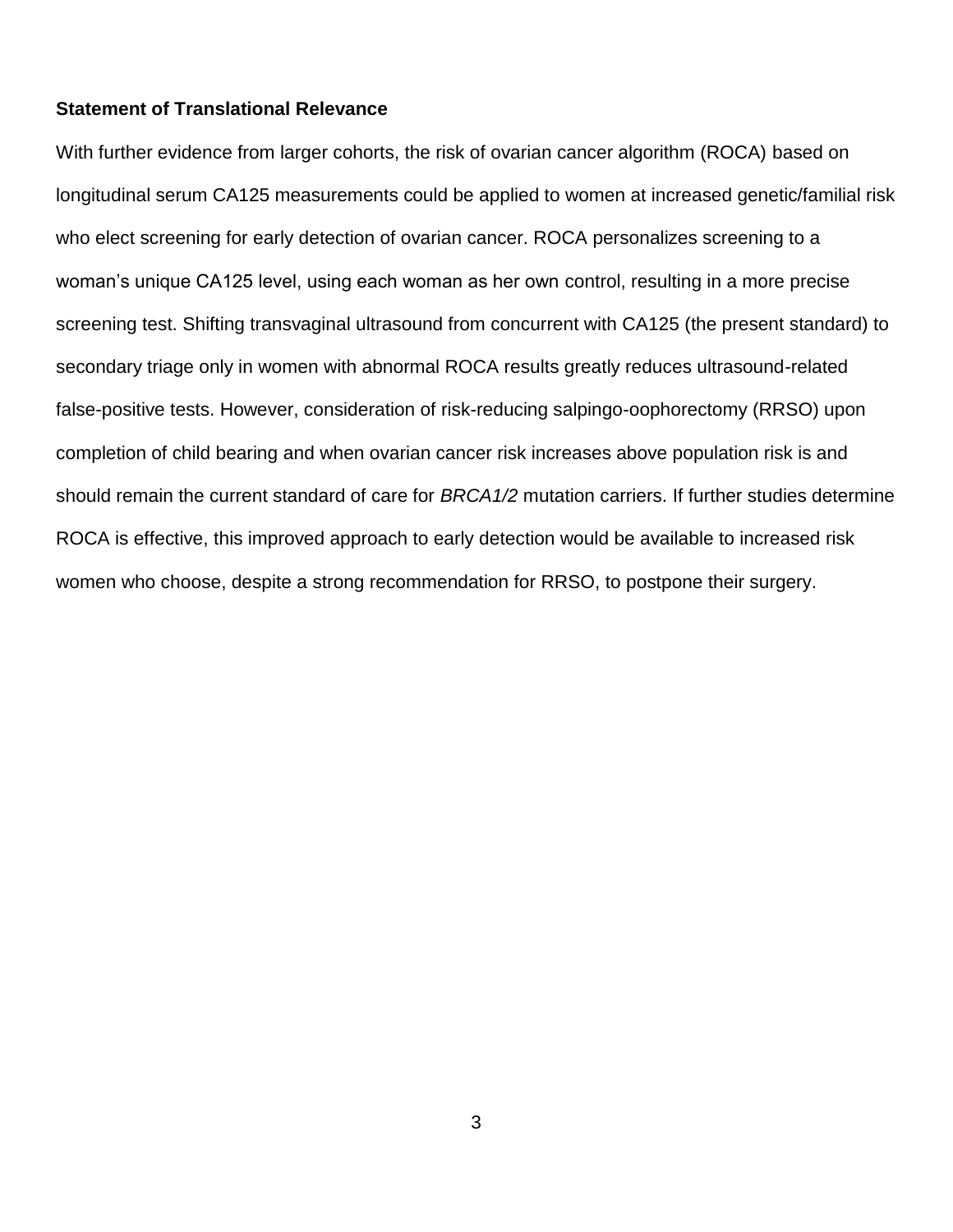**Statement of Translational Relevance**

With further evidence from larger cohorts, the risk of ovarian cancer algorithm (ROCA) based on longitudinal serum CA125 measurements could be applied to women at increased genetic/familial risk who elect screening for early detection of ovarian cancer. ROCA personalizes screening to a woman's unique CA125 level, using each woman as her own control, resulting in a more precise screening test. Shifting transvaginal ultrasound from concurrent with CA125 (the present standard) to secondary triage only in women with abnormal ROCA results greatly reduces ultrasound-related false-positive tests. However, consideration of risk-reducing salpingo-oophorectomy (RRSO) upon completion of child bearing and when ovarian cancer risk increases above population risk is and should remain the current standard of care for *BRCA1/2* mutation carriers. If further studies determine ROCA is effective, this improved approach to early detection would be available to increased risk women who choose, despite a strong recommendation for RRSO, to postpone their surgery.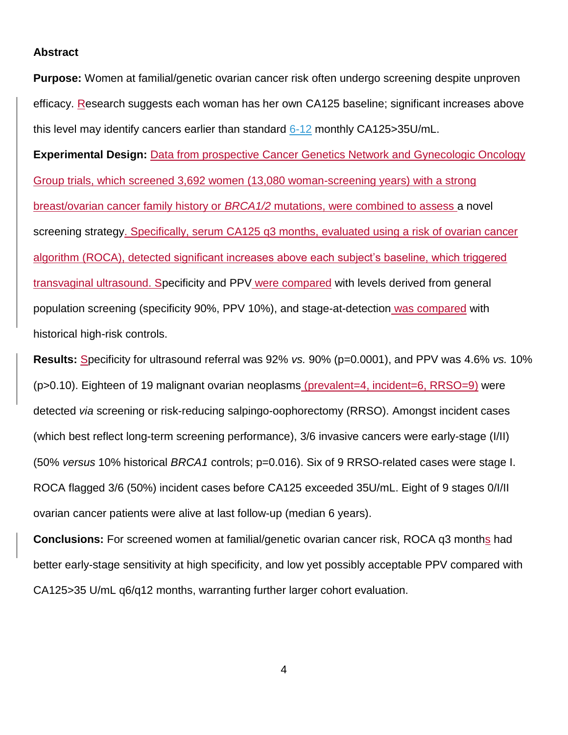## Abstract

**Purpose:** Women at familial/genetic ovarian cancer risk often undergo screening despite unproven efficacy. Research suggests each woman has her own CA125 baseline; significant increases above this level may identify cancers earlier than standard 6-12 monthly CA125>35U/mL.

**Experimental Design:** Data from prospective Cancer Genetics Network and Gynecologic Oncology Group trials, which screened 3,692 women (13,080 woman-screening years) with a strong breast/ovarian cancer family history or *BRCA1/2* mutations, were combined to assess a novel screening strategy. Specifically, serum CA125 q3 months, evaluated using a risk of ovarian cancer algorithm (ROCA), detected significant increases above each subject's baseline, which triggered transvaginal ultrasound. Specificity and PPV were compared with levels derived from general population screening (specificity 90%, PPV 10%), and stage-at-detection was compared with historical high-risk controls.

**Results:** Specificity for ultrasound referral was 92% *vs.* 90% (p=0.0001), and PPV was 4.6% *vs.* 10% (p>0.10). Eighteen of 19 malignant ovarian neoplasms (prevalent=4, incident=6, RRSO=9) were detected *via* screening or risk-reducing salpingo-oophorectomy (RRSO). Amongst incident cases (which best reflect long-term screening performance), 3/6 invasive cancers were early-stage (I/II) (50% *versus* 10% historical *BRCA1* controls; p=0.016). Six of 9 RRSO-related cases were stage I. ROCA flagged 3/6 (50%) incident cases before CA125 exceeded 35U/mL. Eight of 9 stages 0/I/II ovarian cancer patients were alive at last follow-up (median 6 years).

**Conclusions:** For screened women at familial/genetic ovarian cancer risk, ROCA q3 months had better early-stage sensitivity at high specificity, and low yet possibly acceptable PPV compared with CA125>35 U/mL q6/q12 months, warranting further larger cohort evaluation.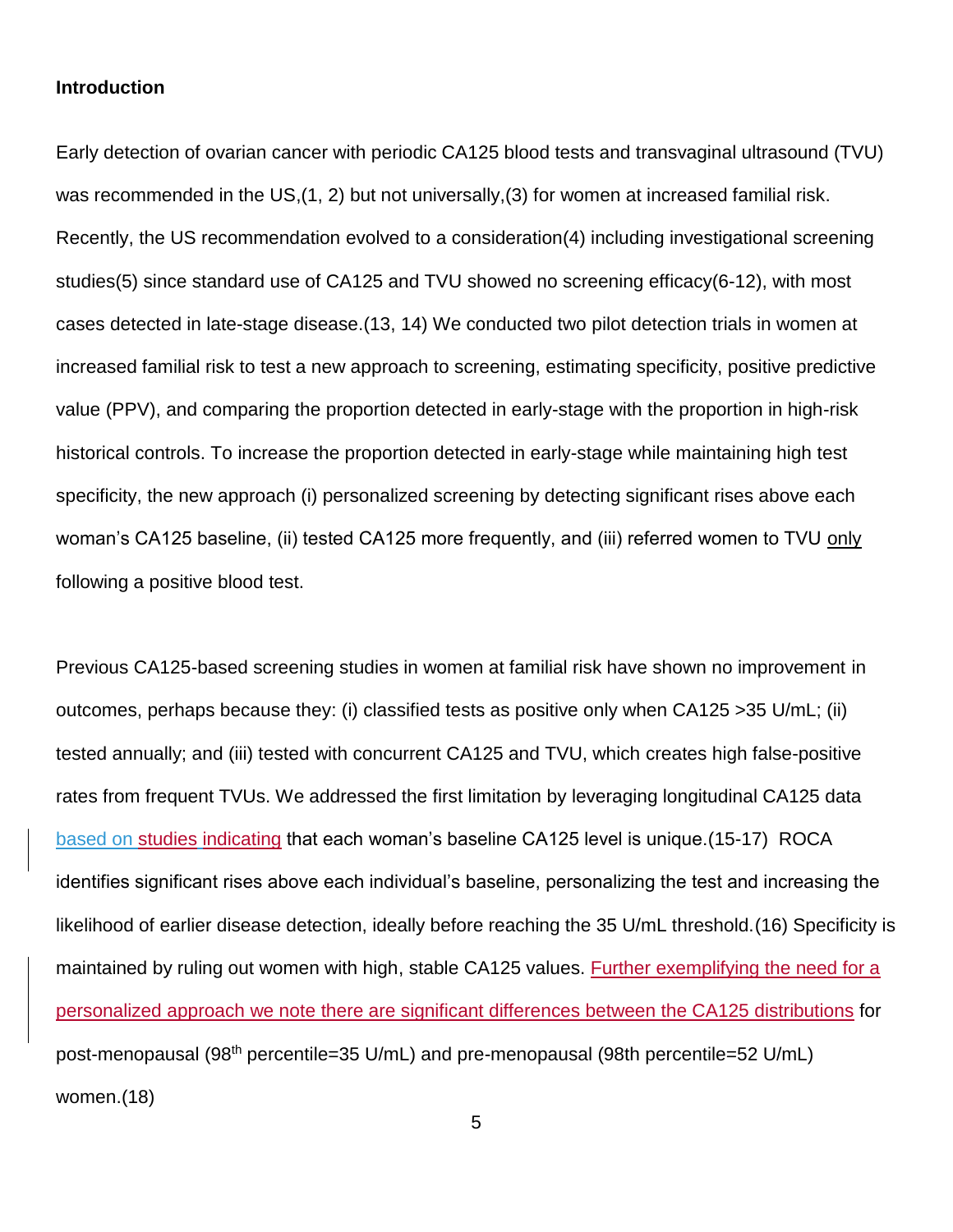**Introduction**

Early detection of ovarian cancer with periodic CA125 blood tests and transvaginal ultrasound (TVU) was recommended in the US,(1, 2) but not universally,(3) for women at increased familial risk. Recently, the US recommendation evolved to a consideration(4) including investigational screening studies(5) since standard use of CA125 and TVU showed no screening efficacy(6-12), with most cases detected in late-stage disease.(13, 14) We conducted two pilot detection trials in women at increased familial risk to test a new approach to screening, estimating specificity, positive predictive value (PPV), and comparing the proportion detected in early-stage with the proportion in high-risk historical controls. To increase the proportion detected in early-stage while maintaining high test specificity, the new approach (i) personalized screening by detecting significant rises above each woman's CA125 baseline, (ii) tested CA125 more frequently, and (iii) referred women to TVU only following a positive blood test.

Previous CA125-based screening studies in women at familial risk have shown no improvement in outcomes, perhaps because they: (i) classified tests as positive only when CA125 >35 U/mL; (ii) tested annually; and (iii) tested with concurrent CA125 and TVU, which creates high false-positive rates from frequent TVUs. We addressed the first limitation by leveraging longitudinal CA125 data based on studies indicating that each woman's baseline CA125 level is unique.(15-17) ROCA identifies significant rises above each individual's baseline, personalizing the test and increasing the likelihood of earlier disease detection, ideally before reaching the 35 U/mL threshold.(16) Specificity is maintained by ruling out women with high, stable CA125 values. Further exemplifying the need for a personalized approach we note there are significant differences between the CA125 distributions for post-menopausal (98th percentile=35 U/mL) and pre-menopausal (98th percentile=52 U/mL) women.(18)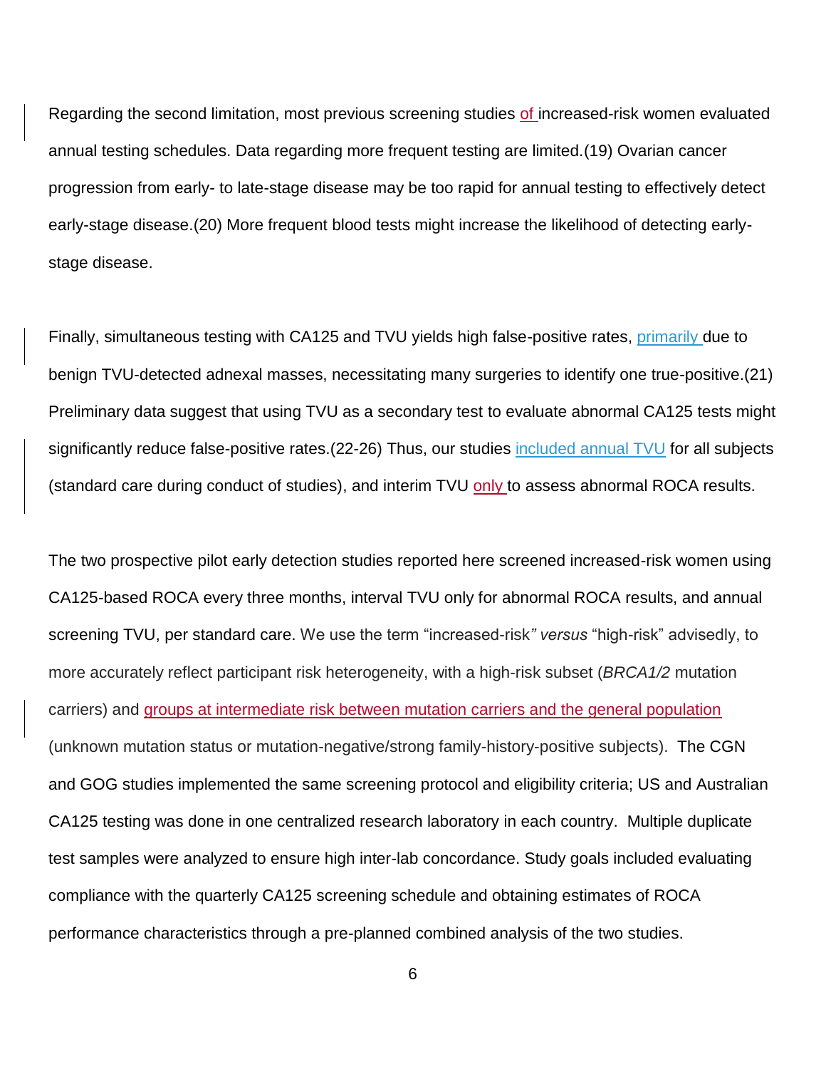Regarding the second limitation, most previous screening studies of increased-risk women evaluated annual testing schedules. Data regarding more frequent testing are limited.(19) Ovarian cancer progression from early- to late-stage disease may be too rapid for annual testing to effectively detect early-stage disease.(20) More frequent blood tests might increase the likelihood of detecting early-stage disease.

Finally, simultaneous testing with CA125 and TVU yields high false-positive rates, primarily due to benign TVU-detected adnexal masses, necessitating many surgeries to identify one true-positive.(21) Preliminary data suggest that using TVU as a secondary test to evaluate abnormal CA125 tests might significantly reduce false-positive rates.(22-26) Thus, our studies included annual TVU for all subjects (standard care during conduct of studies), and interim TVU only to assess abnormal ROCA results.

The two prospective pilot early detection studies reported here screened increased-risk women using CA125-based ROCA every three months, interval TVU only for abnormal ROCA results, and annual screening TVU, per standard care. We use the term "increased-risk" *versus* "high-risk" advisedly, to more accurately reflect participant risk heterogeneity, with a high-risk subset (*BRCA1/2* mutation carriers) and groups at intermediate risk between mutation carriers and the general population (unknown mutation status or mutation-negative/strong family-history-positive subjects). The CGN and GOG studies implemented the same screening protocol and eligibility criteria; US and Australian CA125 testing was done in one centralized research laboratory in each country. Multiple duplicate test samples were analyzed to ensure high inter-lab concordance. Study goals included evaluating compliance with the quarterly CA125 screening schedule and obtaining estimates of ROCA performance characteristics through a pre-planned combined analysis of the two studies.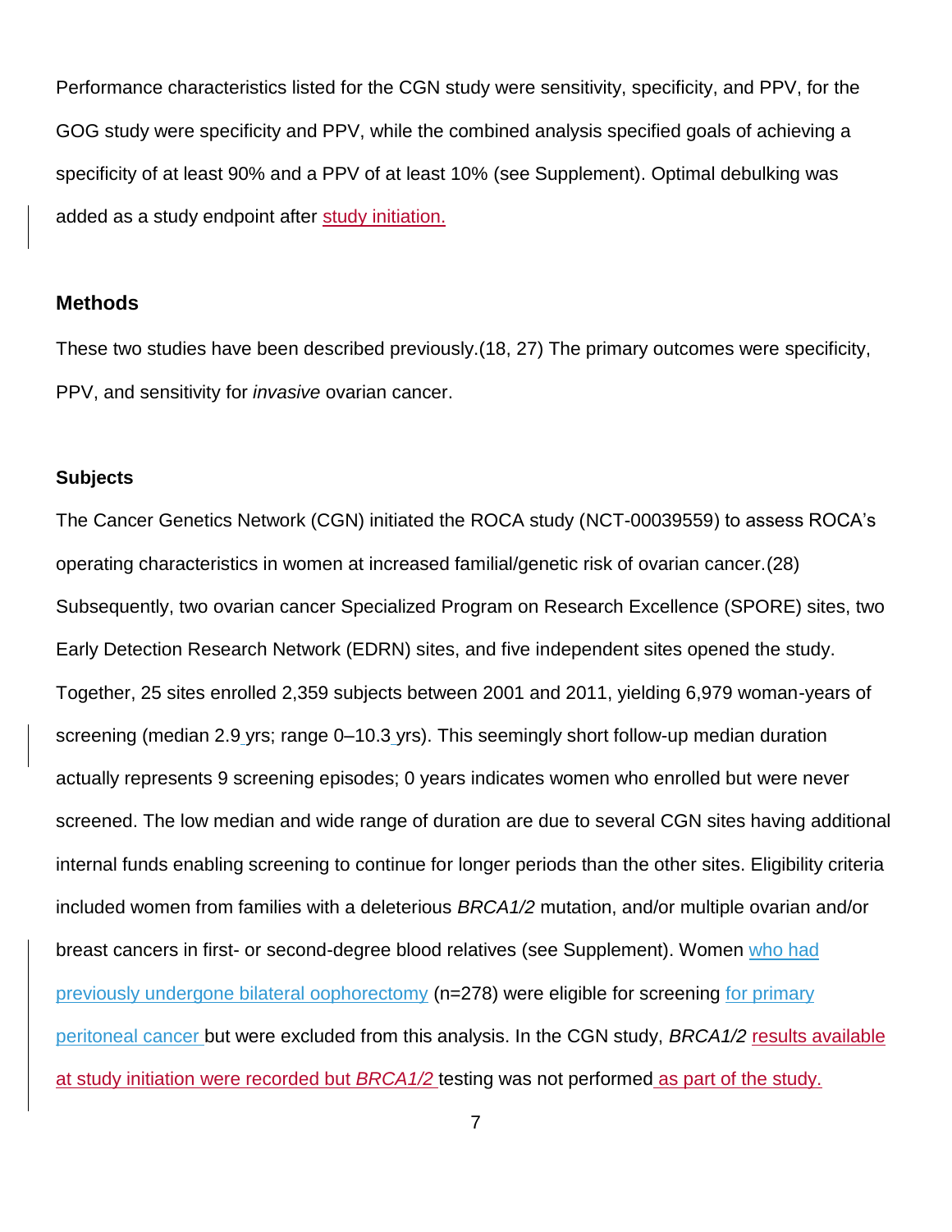Performance characteristics listed for the CGN study were sensitivity, specificity, and PPV, for the GOG study were specificity and PPV, while the combined analysis specified goals of achieving a specificity of at least 90% and a PPV of at least 10% (see Supplement). Optimal debulking was added as a study endpoint after study initiation.

## Methods

These two studies have been described previously.(18, 27) The primary outcomes were specificity, PPV, and sensitivity for *invasive* ovarian cancer.

### Subjects

The Cancer Genetics Network (CGN) initiated the ROCA study (NCT-00039559) to assess ROCA's operating characteristics in women at increased familial/genetic risk of ovarian cancer.(28) Subsequently, two ovarian cancer Specialized Program on Research Excellence (SPORE) sites, two Early Detection Research Network (EDRN) sites, and five independent sites opened the study. Together, 25 sites enrolled 2,359 subjects between 2001 and 2011, yielding 6,979 woman-years of screening (median 2.9 yrs; range 0–10.3 yrs). This seemingly short follow-up median duration actually represents 9 screening episodes; 0 years indicates women who enrolled but were never screened. The low median and wide range of duration are due to several CGN sites having additional internal funds enabling screening to continue for longer periods than the other sites. Eligibility criteria included women from families with a deleterious *BRCA1/2* mutation, and/or multiple ovarian and/or breast cancers in first- or second-degree blood relatives (see Supplement). Women who had previously undergone bilateral oophorectomy (n=278) were eligible for screening for primary peritoneal cancer but were excluded from this analysis. In the CGN study, *BRCA1/2* results available at study initiation were recorded but *BRCA1/2* testing was not performed as part of the study.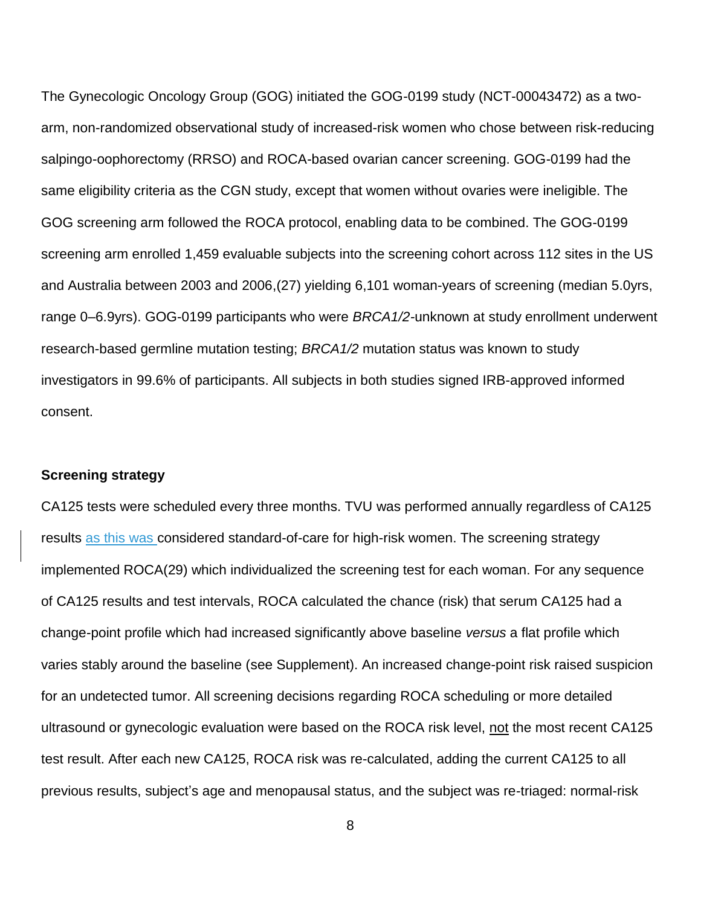The Gynecologic Oncology Group (GOG) initiated the GOG-0199 study (NCT-00043472) as a two-arm, non-randomized observational study of increased-risk women who chose between risk-reducing salpingo-oophorectomy (RRSO) and ROCA-based ovarian cancer screening. GOG-0199 had the same eligibility criteria as the CGN study, except that women without ovaries were ineligible. The GOG screening arm followed the ROCA protocol, enabling data to be combined. The GOG-0199 screening arm enrolled 1,459 evaluable subjects into the screening cohort across 112 sites in the US and Australia between 2003 and 2006,(27) yielding 6,101 woman-years of screening (median 5.0yrs, range 0–6.9yrs). GOG-0199 participants who were *BRCA1/2*-unknown at study enrollment underwent research-based germline mutation testing; *BRCA1/2* mutation status was known to study investigators in 99.6% of participants. All subjects in both studies signed IRB-approved informed consent.

**Screening strategy**

CA125 tests were scheduled every three months. TVU was performed annually regardless of CA125 results as this was considered standard-of-care for high-risk women. The screening strategy implemented ROCA(29) which individualized the screening test for each woman. For any sequence of CA125 results and test intervals, ROCA calculated the chance (risk) that serum CA125 had a change-point profile which had increased significantly above baseline *versus* a flat profile which varies stably around the baseline (see Supplement). An increased change-point risk raised suspicion for an undetected tumor. All screening decisions regarding ROCA scheduling or more detailed ultrasound or gynecologic evaluation were based on the ROCA risk level, not the most recent CA125 test result. After each new CA125, ROCA risk was re-calculated, adding the current CA125 to all previous results, subject's age and menopausal status, and the subject was re-triaged: normal-risk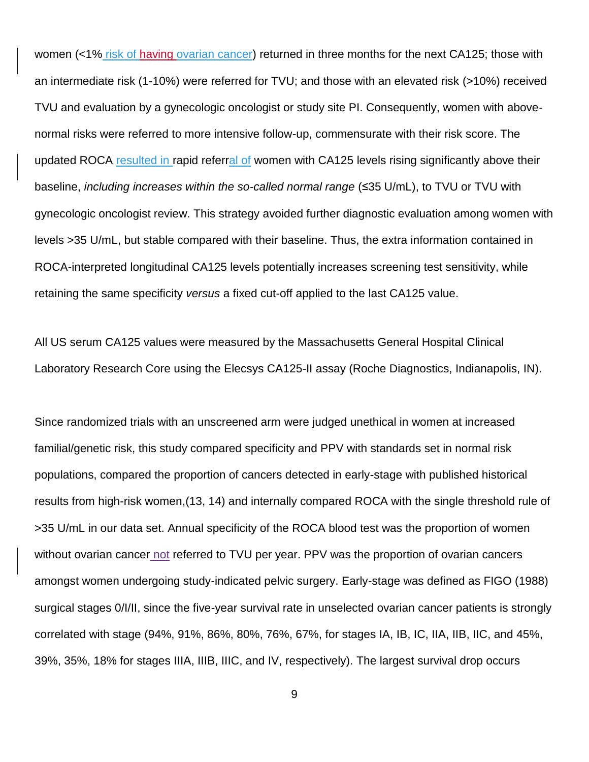women (<1% risk of having ovarian cancer) returned in three months for the next CA125; those with an intermediate risk (1-10%) were referred for TVU; and those with an elevated risk (>10%) received TVU and evaluation by a gynecologic oncologist or study site PI. Consequently, women with above-normal risks were referred to more intensive follow-up, commensurate with their risk score. The updated ROCA resulted in rapid referral of women with CA125 levels rising significantly above their baseline, *including increases within the so-called normal range* (≤35 U/mL), to TVU or TVU with gynecologic oncologist review. This strategy avoided further diagnostic evaluation among women with levels >35 U/mL, but stable compared with their baseline. Thus, the extra information contained in ROCA-interpreted longitudinal CA125 levels potentially increases screening test sensitivity, while retaining the same specificity *versus* a fixed cut-off applied to the last CA125 value.

All US serum CA125 values were measured by the Massachusetts General Hospital Clinical Laboratory Research Core using the Elecsys CA125-II assay (Roche Diagnostics, Indianapolis, IN).

Since randomized trials with an unscreened arm were judged unethical in women at increased familial/genetic risk, this study compared specificity and PPV with standards set in normal risk populations, compared the proportion of cancers detected in early-stage with published historical results from high-risk women,(13, 14) and internally compared ROCA with the single threshold rule of >35 U/mL in our data set. Annual specificity of the ROCA blood test was the proportion of women without ovarian cancer not referred to TVU per year. PPV was the proportion of ovarian cancers amongst women undergoing study-indicated pelvic surgery. Early-stage was defined as FIGO (1988) surgical stages 0/I/II, since the five-year survival rate in unselected ovarian cancer patients is strongly correlated with stage (94%, 91%, 86%, 80%, 76%, 67%, for stages IA, IB, IC, IIA, IIB, IIC, and 45%, 39%, 35%, 18% for stages IIIA, IIIB, IIIC, and IV, respectively). The largest survival drop occurs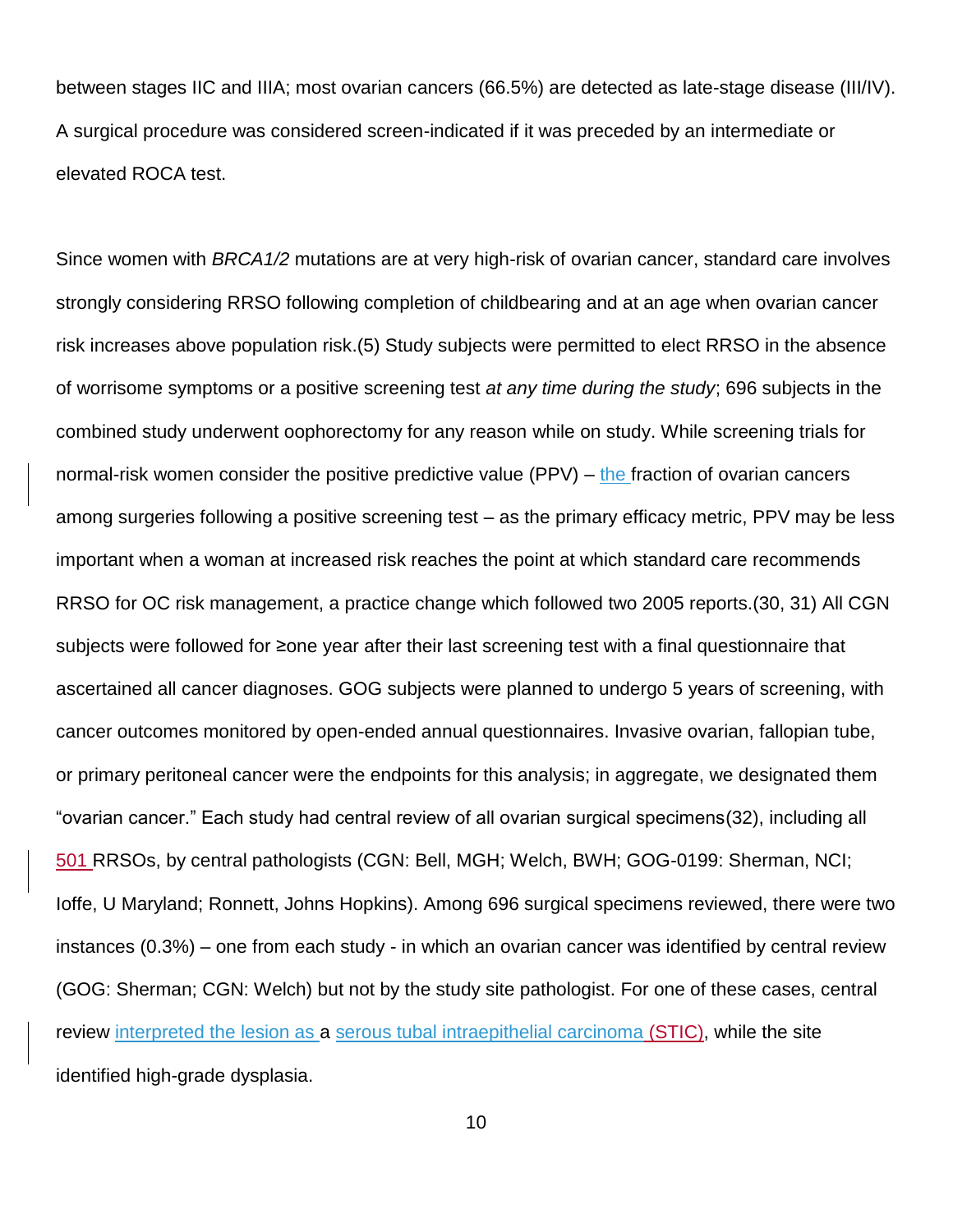between stages IIC and IIIA; most ovarian cancers (66.5%) are detected as late-stage disease (III/IV). A surgical procedure was considered screen-indicated if it was preceded by an intermediate or elevated ROCA test.

Since women with *BRCA1/2* mutations are at very high-risk of ovarian cancer, standard care involves strongly considering RRSO following completion of childbearing and at an age when ovarian cancer risk increases above population risk.(5) Study subjects were permitted to elect RRSO in the absence of worrisome symptoms or a positive screening test *at any time during the study*; 696 subjects in the combined study underwent oophorectomy for any reason while on study. While screening trials for normal-risk women consider the positive predictive value (PPV) – the fraction of ovarian cancers among surgeries following a positive screening test – as the primary efficacy metric, PPV may be less important when a woman at increased risk reaches the point at which standard care recommends RRSO for OC risk management, a practice change which followed two 2005 reports.(30, 31) All CGN subjects were followed for ≥one year after their last screening test with a final questionnaire that ascertained all cancer diagnoses. GOG subjects were planned to undergo 5 years of screening, with cancer outcomes monitored by open-ended annual questionnaires. Invasive ovarian, fallopian tube, or primary peritoneal cancer were the endpoints for this analysis; in aggregate, we designated them "ovarian cancer." Each study had central review of all ovarian surgical specimens(32), including all 501 RRSOs, by central pathologists (CGN: Bell, MGH; Welch, BWH; GOG-0199: Sherman, NCI; Ioffe, U Maryland; Ronnett, Johns Hopkins). Among 696 surgical specimens reviewed, there were two instances (0.3%) – one from each study - in which an ovarian cancer was identified by central review (GOG: Sherman; CGN: Welch) but not by the study site pathologist. For one of these cases, central review interpreted the lesion as a serous tubal intraepithelial carcinoma (STIC), while the site identified high-grade dysplasia.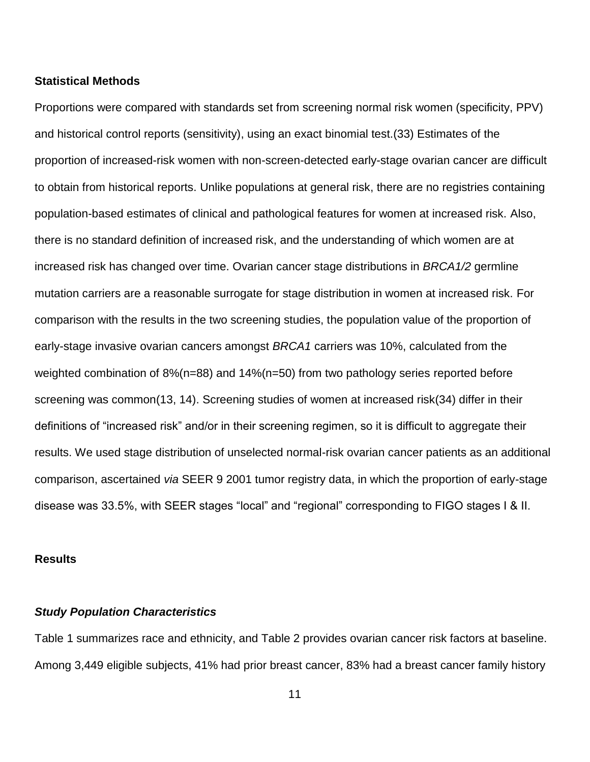### Statistical Methods

Proportions were compared with standards set from screening normal risk women (specificity, PPV) and historical control reports (sensitivity), using an exact binomial test.(33) Estimates of the proportion of increased-risk women with non-screen-detected early-stage ovarian cancer are difficult to obtain from historical reports. Unlike populations at general risk, there are no registries containing population-based estimates of clinical and pathological features for women at increased risk. Also, there is no standard definition of increased risk, and the understanding of which women are at increased risk has changed over time. Ovarian cancer stage distributions in *BRCA1/2* germline mutation carriers are a reasonable surrogate for stage distribution in women at increased risk. For comparison with the results in the two screening studies, the population value of the proportion of early-stage invasive ovarian cancers amongst *BRCA1* carriers was 10%, calculated from the weighted combination of 8%(n=88) and 14%(n=50) from two pathology series reported before screening was common(13, 14). Screening studies of women at increased risk(34) differ in their definitions of "increased risk" and/or in their screening regimen, so it is difficult to aggregate their results. We used stage distribution of unselected normal-risk ovarian cancer patients as an additional comparison, ascertained *via* SEER 9 2001 tumor registry data, in which the proportion of early-stage disease was 33.5%, with SEER stages "local" and "regional" corresponding to FIGO stages I & II.

### Results

#### *Study Population Characteristics*

Table 1 summarizes race and ethnicity, and Table 2 provides ovarian cancer risk factors at baseline. Among 3,449 eligible subjects, 41% had prior breast cancer, 83% had a breast cancer family history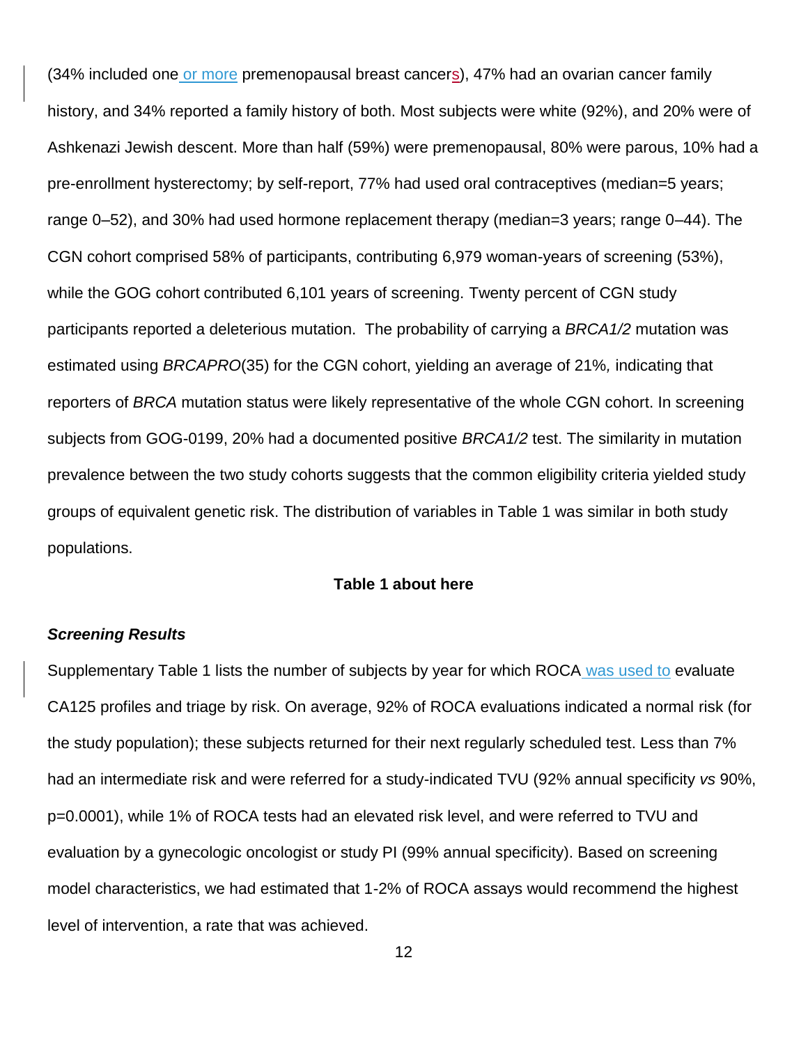(34% included one or more premenopausal breast cancers), 47% had an ovarian cancer family history, and 34% reported a family history of both. Most subjects were white (92%), and 20% were of Ashkenazi Jewish descent. More than half (59%) were premenopausal, 80% were parous, 10% had a pre-enrollment hysterectomy; by self-report, 77% had used oral contraceptives (median=5 years; range 0–52), and 30% had used hormone replacement therapy (median=3 years; range 0–44). The CGN cohort comprised 58% of participants, contributing 6,979 woman-years of screening (53%), while the GOG cohort contributed 6,101 years of screening. Twenty percent of CGN study participants reported a deleterious mutation. The probability of carrying a *BRCA1/2* mutation was estimated using *BRCAPRO*(35) for the CGN cohort, yielding an average of 21%, indicating that reporters of *BRCA* mutation status were likely representative of the whole CGN cohort. In screening subjects from GOG-0199, 20% had a documented positive *BRCA1/2* test. The similarity in mutation prevalence between the two study cohorts suggests that the common eligibility criteria yielded study groups of equivalent genetic risk. The distribution of variables in Table 1 was similar in both study populations.

**Table 1 about here**

### ***Screening Results***

Supplementary Table 1 lists the number of subjects by year for which ROCA was used to evaluate CA125 profiles and triage by risk. On average, 92% of ROCA evaluations indicated a normal risk (for the study population); these subjects returned for their next regularly scheduled test. Less than 7% had an intermediate risk and were referred for a study-indicated TVU (92% annual specificity *vs* 90%, p=0.0001), while 1% of ROCA tests had an elevated risk level, and were referred to TVU and evaluation by a gynecologic oncologist or study PI (99% annual specificity). Based on screening model characteristics, we had estimated that 1-2% of ROCA assays would recommend the highest level of intervention, a rate that was achieved.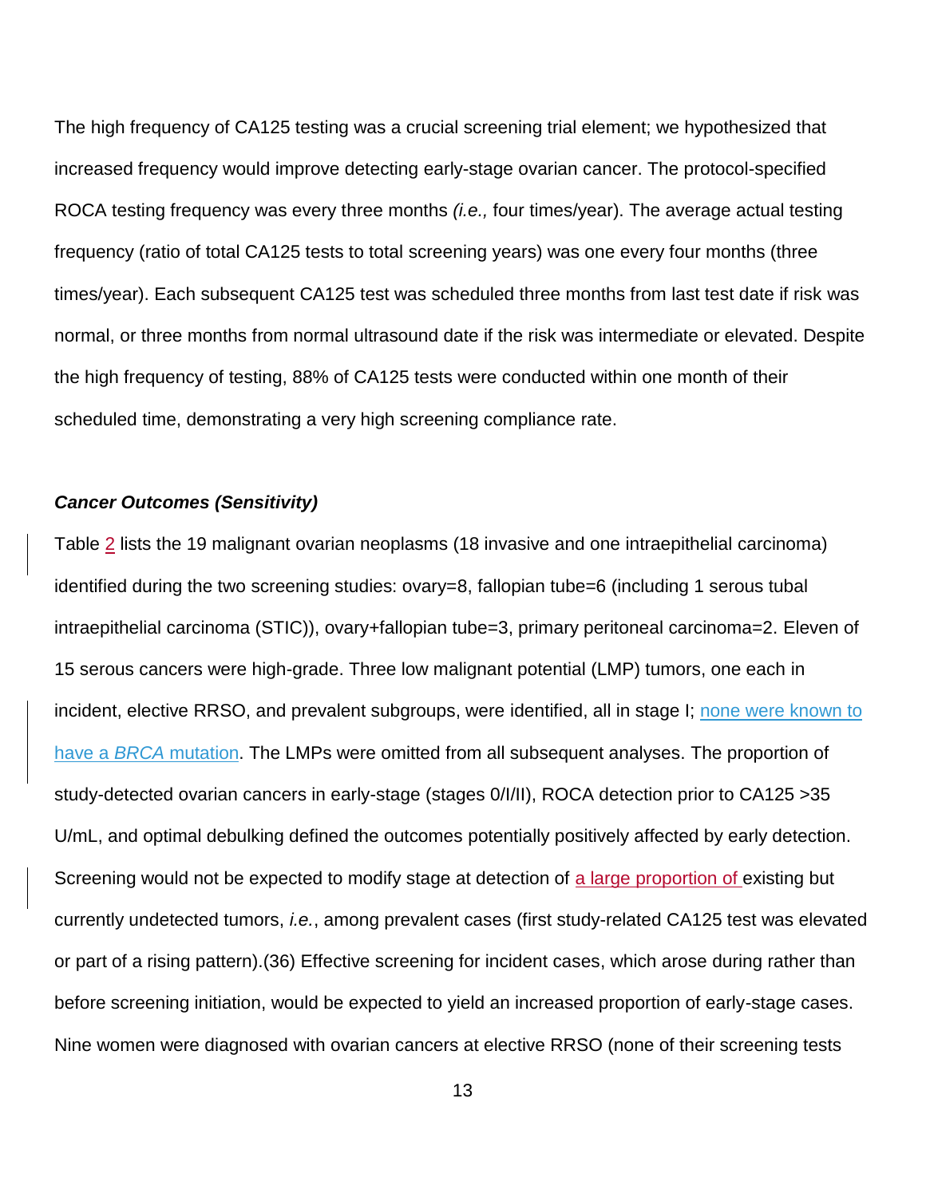The high frequency of CA125 testing was a crucial screening trial element; we hypothesized that increased frequency would improve detecting early-stage ovarian cancer. The protocol-specified ROCA testing frequency was every three months *(i.e.,* four times/year). The average actual testing frequency (ratio of total CA125 tests to total screening years) was one every four months (three times/year). Each subsequent CA125 test was scheduled three months from last test date if risk was normal, or three months from normal ultrasound date if the risk was intermediate or elevated. Despite the high frequency of testing, 88% of CA125 tests were conducted within one month of their scheduled time, demonstrating a very high screening compliance rate.

### *Cancer Outcomes (Sensitivity)*

Table 2 lists the 19 malignant ovarian neoplasms (18 invasive and one intraepithelial carcinoma) identified during the two screening studies: ovary=8, fallopian tube=6 (including 1 serous tubal intraepithelial carcinoma (STIC)), ovary+fallopian tube=3, primary peritoneal carcinoma=2. Eleven of 15 serous cancers were high-grade. Three low malignant potential (LMP) tumors, one each in incident, elective RRSO, and prevalent subgroups, were identified, all in stage I; none were known to have a *BRCA* mutation. The LMPs were omitted from all subsequent analyses. The proportion of study-detected ovarian cancers in early-stage (stages 0/I/II), ROCA detection prior to CA125 >35 U/mL, and optimal debulking defined the outcomes potentially positively affected by early detection. Screening would not be expected to modify stage at detection of a large proportion of existing but currently undetected tumors, *i.e.*, among prevalent cases (first study-related CA125 test was elevated or part of a rising pattern).(36) Effective screening for incident cases, which arose during rather than before screening initiation, would be expected to yield an increased proportion of early-stage cases. Nine women were diagnosed with ovarian cancers at elective RRSO (none of their screening tests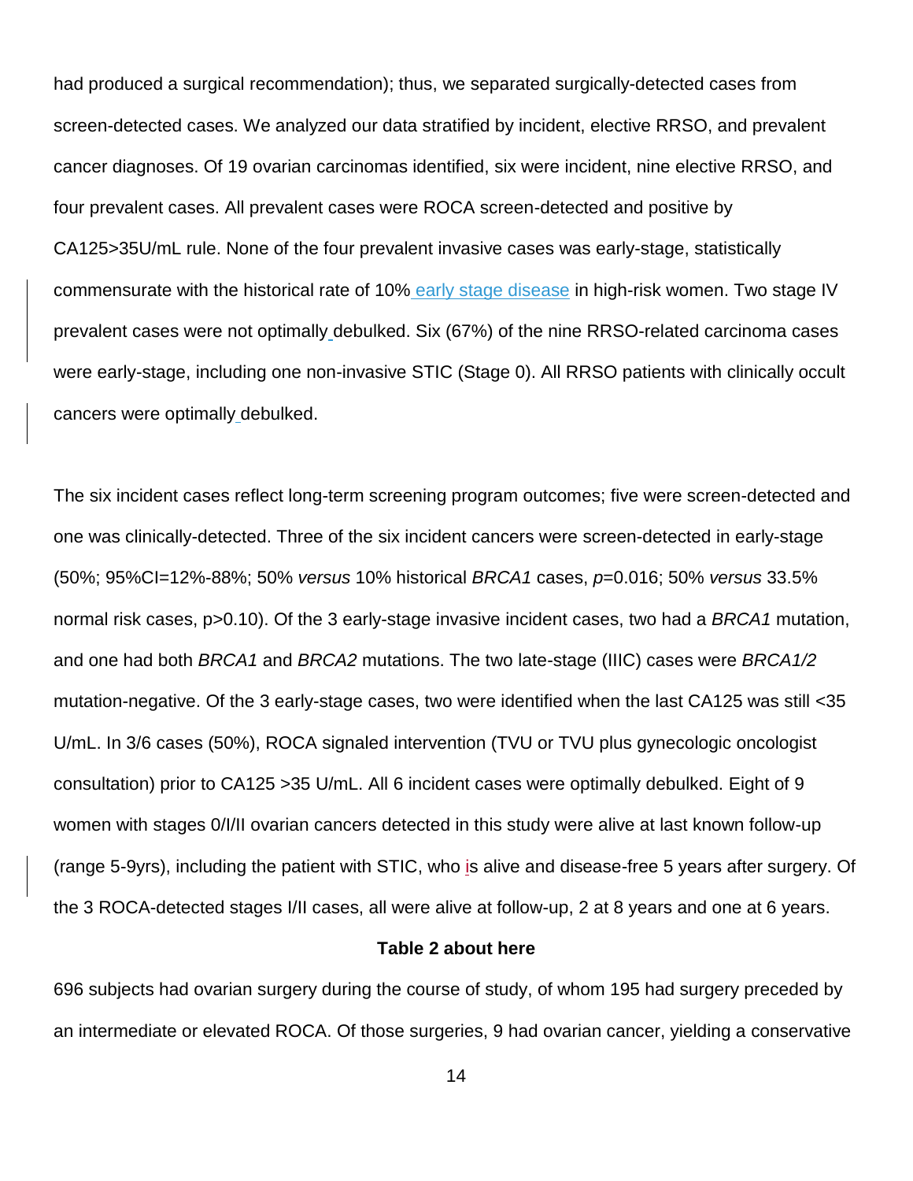had produced a surgical recommendation); thus, we separated surgically-detected cases from screen-detected cases. We analyzed our data stratified by incident, elective RRSO, and prevalent cancer diagnoses. Of 19 ovarian carcinomas identified, six were incident, nine elective RRSO, and four prevalent cases. All prevalent cases were ROCA screen-detected and positive by CA125>35U/mL rule. None of the four prevalent invasive cases was early-stage, statistically commensurate with the historical rate of 10% early stage disease in high-risk women. Two stage IV prevalent cases were not optimally debulked. Six (67%) of the nine RRSO-related carcinoma cases were early-stage, including one non-invasive STIC (Stage 0). All RRSO patients with clinically occult cancers were optimally debulked.

The six incident cases reflect long-term screening program outcomes; five were screen-detected and one was clinically-detected. Three of the six incident cancers were screen-detected in early-stage (50%; 95%CI=12%-88%; 50% *versus* 10% historical *BRCA1* cases, *p*=0.016; 50% *versus* 33.5% normal risk cases, p>0.10). Of the 3 early-stage invasive incident cases, two had a *BRCA1* mutation, and one had both *BRCA1* and *BRCA2* mutations. The two late-stage (IIIC) cases were *BRCA1/2* mutation-negative. Of the 3 early-stage cases, two were identified when the last CA125 was still <35 U/mL. In 3/6 cases (50%), ROCA signaled intervention (TVU or TVU plus gynecologic oncologist consultation) prior to CA125 >35 U/mL. All 6 incident cases were optimally debulked. Eight of 9 women with stages 0/I/II ovarian cancers detected in this study were alive at last known follow-up (range 5-9yrs), including the patient with STIC, who is alive and disease-free 5 years after surgery. Of the 3 ROCA-detected stages I/II cases, all were alive at follow-up, 2 at 8 years and one at 6 years.

**Table 2 about here**

696 subjects had ovarian surgery during the course of study, of whom 195 had surgery preceded by an intermediate or elevated ROCA. Of those surgeries, 9 had ovarian cancer, yielding a conservative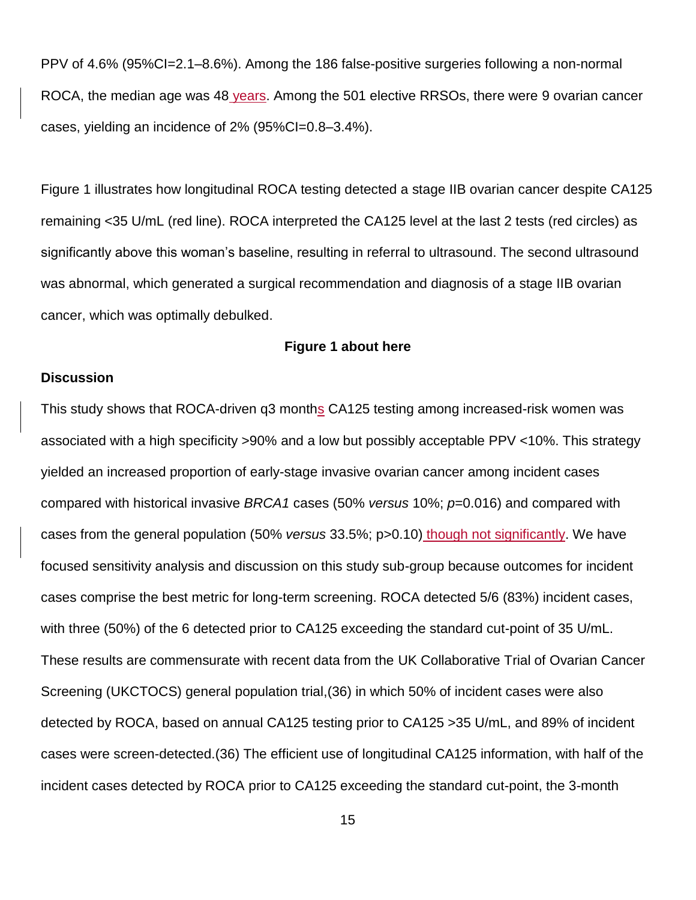PPV of 4.6% (95%CI=2.1–8.6%). Among the 186 false-positive surgeries following a non-normal ROCA, the median age was 48 years. Among the 501 elective RRSOs, there were 9 ovarian cancer cases, yielding an incidence of 2% (95%CI=0.8–3.4%).

Figure 1 illustrates how longitudinal ROCA testing detected a stage IIB ovarian cancer despite CA125 remaining <35 U/mL (red line). ROCA interpreted the CA125 level at the last 2 tests (red circles) as significantly above this woman's baseline, resulting in referral to ultrasound. The second ultrasound was abnormal, which generated a surgical recommendation and diagnosis of a stage IIB ovarian cancer, which was optimally debulked.

**Figure 1 about here**

## Discussion

This study shows that ROCA-driven q3 months CA125 testing among increased-risk women was associated with a high specificity >90% and a low but possibly acceptable PPV <10%. This strategy yielded an increased proportion of early-stage invasive ovarian cancer among incident cases compared with historical invasive *BRCA1* cases (50% *versus* 10%; $p$=0.016) and compared with cases from the general population (50% *versus* 33.5%; p>0.10) though not significantly. We have focused sensitivity analysis and discussion on this study sub-group because outcomes for incident cases comprise the best metric for long-term screening. ROCA detected 5/6 (83%) incident cases, with three (50%) of the 6 detected prior to CA125 exceeding the standard cut-point of 35 U/mL. These results are commensurate with recent data from the UK Collaborative Trial of Ovarian Cancer Screening (UKCTOCS) general population trial,(36) in which 50% of incident cases were also detected by ROCA, based on annual CA125 testing prior to CA125 >35 U/mL, and 89% of incident cases were screen-detected.(36) The efficient use of longitudinal CA125 information, with half of the incident cases detected by ROCA prior to CA125 exceeding the standard cut-point, the 3-month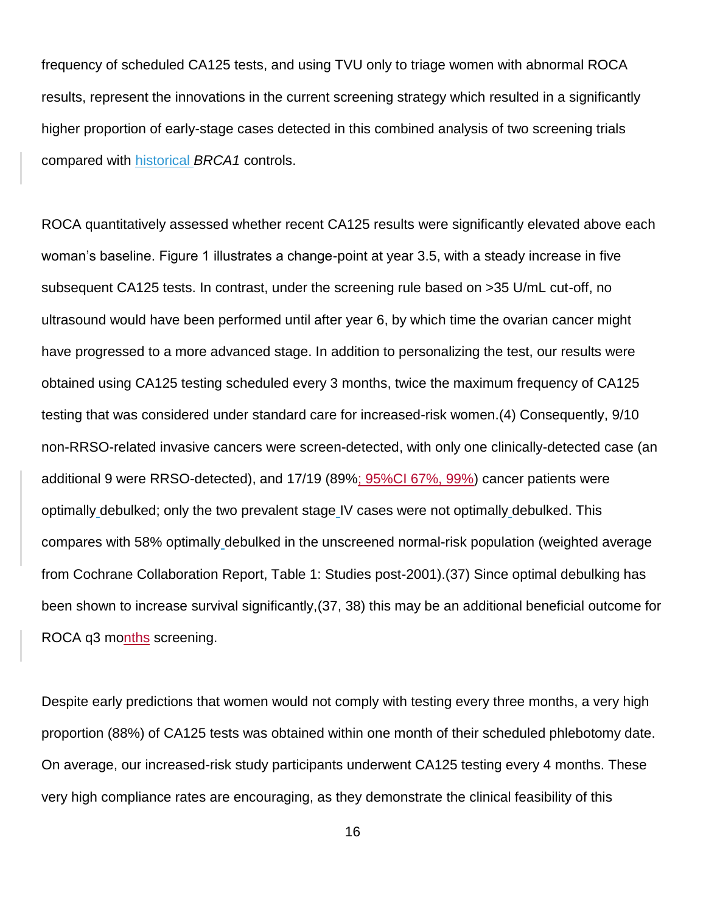frequency of scheduled CA125 tests, and using TVU only to triage women with abnormal ROCA results, represent the innovations in the current screening strategy which resulted in a significantly higher proportion of early-stage cases detected in this combined analysis of two screening trials compared with historical *BRCA1* controls.

ROCA quantitatively assessed whether recent CA125 results were significantly elevated above each woman's baseline. Figure 1 illustrates a change-point at year 3.5, with a steady increase in five subsequent CA125 tests. In contrast, under the screening rule based on >35 U/mL cut-off, no ultrasound would have been performed until after year 6, by which time the ovarian cancer might have progressed to a more advanced stage. In addition to personalizing the test, our results were obtained using CA125 testing scheduled every 3 months, twice the maximum frequency of CA125 testing that was considered under standard care for increased-risk women.(4) Consequently, 9/10 non-RRSO-related invasive cancers were screen-detected, with only one clinically-detected case (an additional 9 were RRSO-detected), and 17/19 (89%; 95%CI 67%, 99%) cancer patients were optimally debulked; only the two prevalent stage IV cases were not optimally debulked. This compares with 58% optimally debulked in the unscreened normal-risk population (weighted average from Cochrane Collaboration Report, Table 1: Studies post-2001).(37) Since optimal debulking has been shown to increase survival significantly,(37, 38) this may be an additional beneficial outcome for ROCA q3 months screening.

Despite early predictions that women would not comply with testing every three months, a very high proportion (88%) of CA125 tests was obtained within one month of their scheduled phlebotomy date. On average, our increased-risk study participants underwent CA125 testing every 4 months. These very high compliance rates are encouraging, as they demonstrate the clinical feasibility of this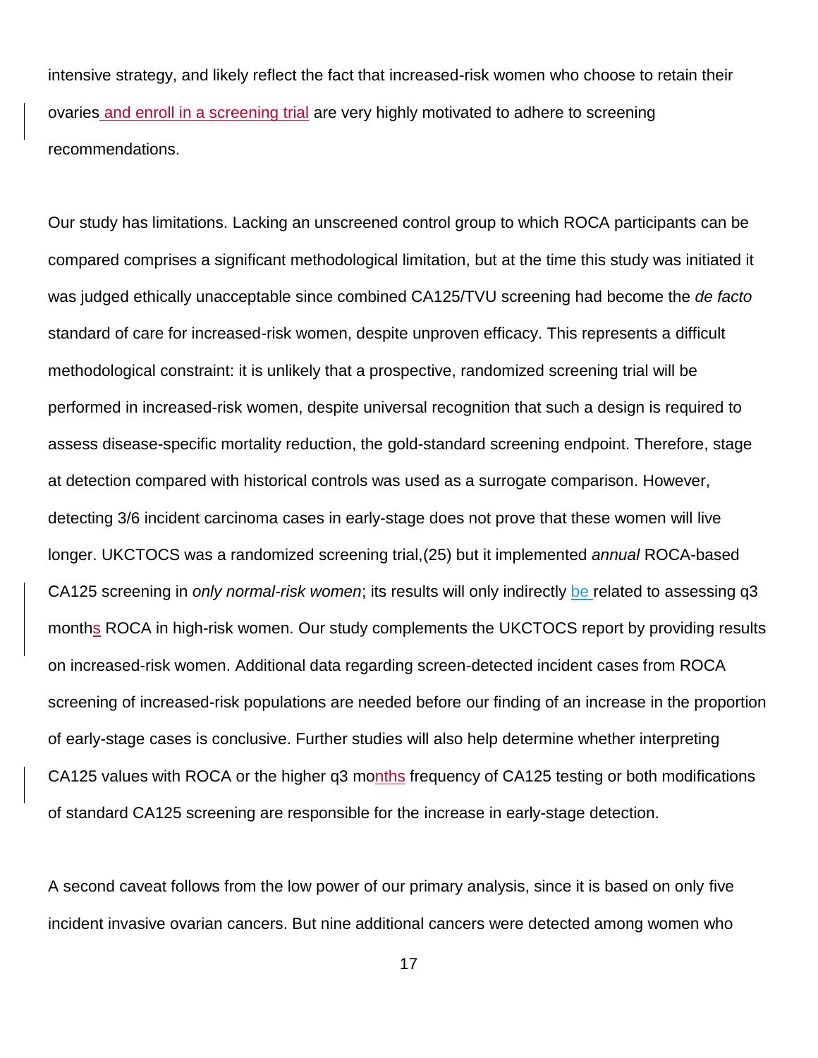intensive strategy, and likely reflect the fact that increased-risk women who choose to retain their ovaries and enroll in a screening trial are very highly motivated to adhere to screening recommendations.

Our study has limitations. Lacking an unscreened control group to which ROCA participants can be compared comprises a significant methodological limitation, but at the time this study was initiated it was judged ethically unacceptable since combined CA125/TVU screening had become the *de facto* standard of care for increased-risk women, despite unproven efficacy. This represents a difficult methodological constraint: it is unlikely that a prospective, randomized screening trial will be performed in increased-risk women, despite universal recognition that such a design is required to assess disease-specific mortality reduction, the gold-standard screening endpoint. Therefore, stage at detection compared with historical controls was used as a surrogate comparison. However, detecting 3/6 incident carcinoma cases in early-stage does not prove that these women will live longer. UKCTOCS was a randomized screening trial,(25) but it implemented *annual* ROCA-based CA125 screening in *only normal-risk women*; its results will only indirectly be related to assessing q3 months ROCA in high-risk women. Our study complements the UKCTOCS report by providing results on increased-risk women. Additional data regarding screen-detected incident cases from ROCA screening of increased-risk populations are needed before our finding of an increase in the proportion of early-stage cases is conclusive. Further studies will also help determine whether interpreting CA125 values with ROCA or the higher q3 months frequency of CA125 testing or both modifications of standard CA125 screening are responsible for the increase in early-stage detection.

A second caveat follows from the low power of our primary analysis, since it is based on only five incident invasive ovarian cancers. But nine additional cancers were detected among women who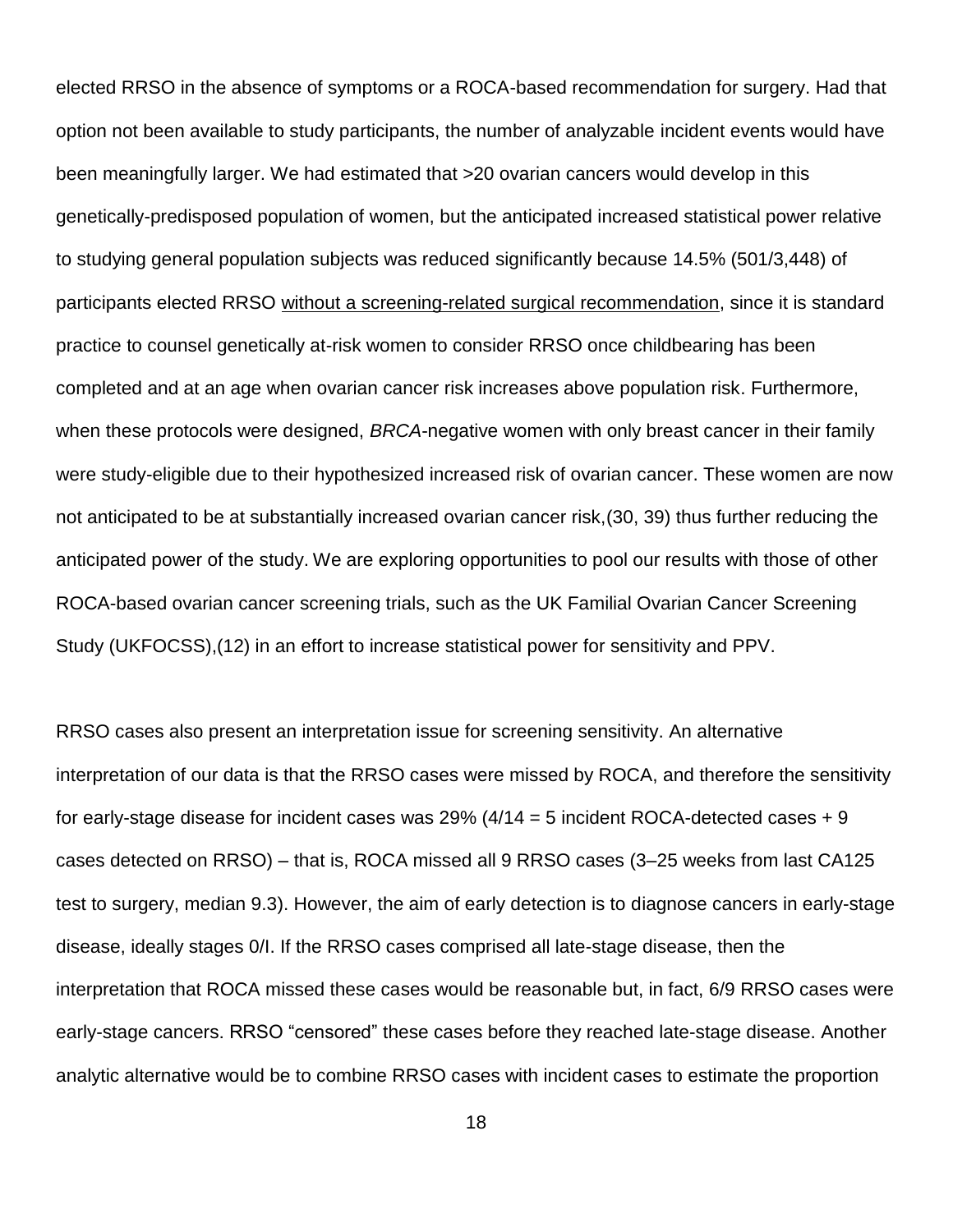elected RRSO in the absence of symptoms or a ROCA-based recommendation for surgery. Had that option not been available to study participants, the number of analyzable incident events would have been meaningfully larger. We had estimated that >20 ovarian cancers would develop in this genetically-predisposed population of women, but the anticipated increased statistical power relative to studying general population subjects was reduced significantly because 14.5% (501/3,448) of participants elected RRSO <u>without a screening-related surgical recommendation</u>, since it is standard practice to counsel genetically at-risk women to consider RRSO once childbearing has been completed and at an age when ovarian cancer risk increases above population risk. Furthermore, when these protocols were designed, *BRCA*-negative women with only breast cancer in their family were study-eligible due to their hypothesized increased risk of ovarian cancer. These women are now not anticipated to be at substantially increased ovarian cancer risk,(30, 39) thus further reducing the anticipated power of the study. We are exploring opportunities to pool our results with those of other ROCA-based ovarian cancer screening trials, such as the UK Familial Ovarian Cancer Screening Study (UKFOCSS),(12) in an effort to increase statistical power for sensitivity and PPV.

RRSO cases also present an interpretation issue for screening sensitivity. An alternative interpretation of our data is that the RRSO cases were missed by ROCA, and therefore the sensitivity for early-stage disease for incident cases was 29% (4/14 = 5 incident ROCA-detected cases + 9 cases detected on RRSO) – that is, ROCA missed all 9 RRSO cases (3–25 weeks from last CA125 test to surgery, median 9.3). However, the aim of early detection is to diagnose cancers in early-stage disease, ideally stages 0/I. If the RRSO cases comprised all late-stage disease, then the interpretation that ROCA missed these cases would be reasonable but, in fact, 6/9 RRSO cases were early-stage cancers. RRSO "censored" these cases before they reached late-stage disease. Another analytic alternative would be to combine RRSO cases with incident cases to estimate the proportion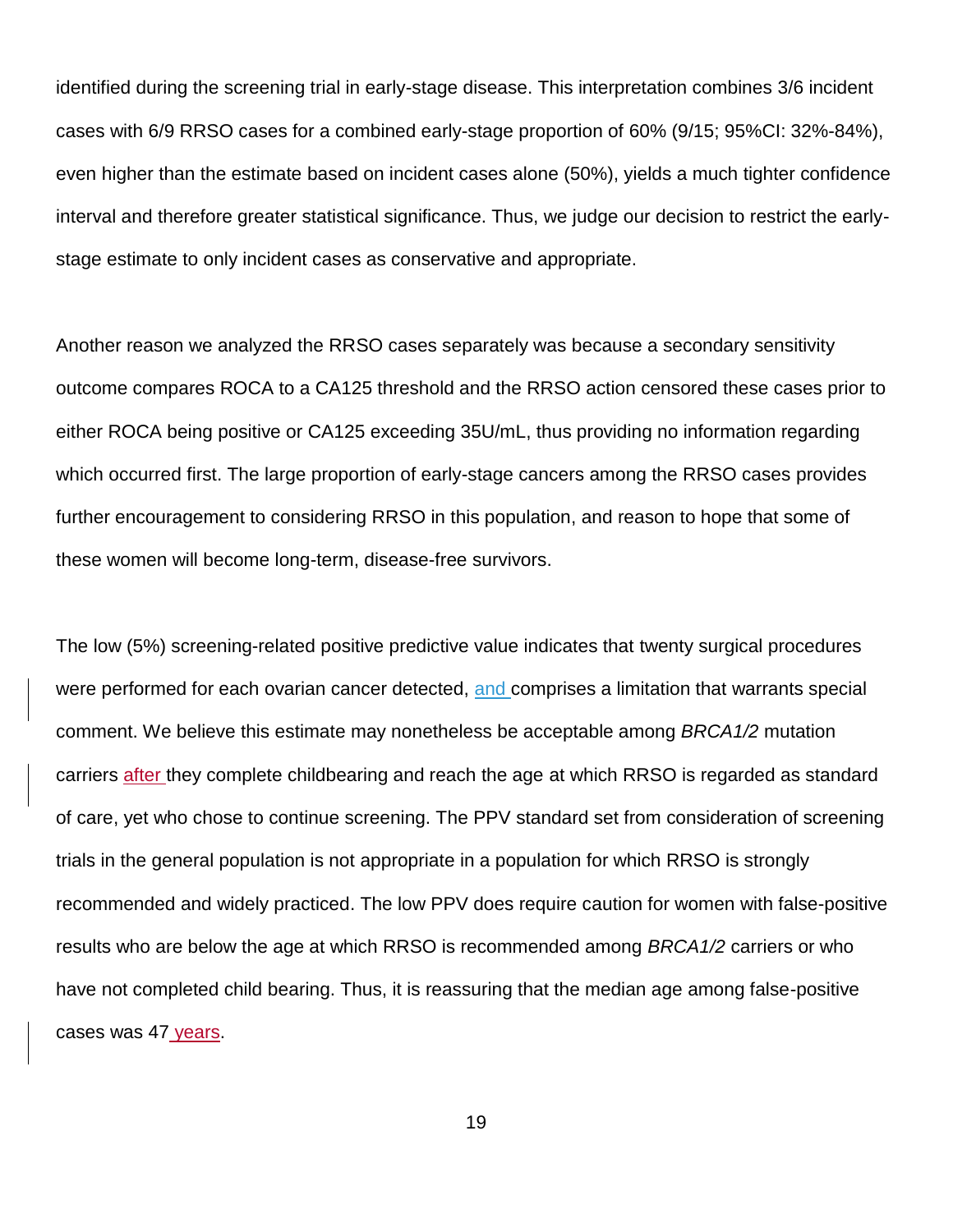identified during the screening trial in early-stage disease. This interpretation combines 3/6 incident cases with 6/9 RRSO cases for a combined early-stage proportion of 60% (9/15; 95%CI: 32%-84%), even higher than the estimate based on incident cases alone (50%), yields a much tighter confidence interval and therefore greater statistical significance. Thus, we judge our decision to restrict the early-stage estimate to only incident cases as conservative and appropriate.

Another reason we analyzed the RRSO cases separately was because a secondary sensitivity outcome compares ROCA to a CA125 threshold and the RRSO action censored these cases prior to either ROCA being positive or CA125 exceeding 35U/mL, thus providing no information regarding which occurred first. The large proportion of early-stage cancers among the RRSO cases provides further encouragement to considering RRSO in this population, and reason to hope that some of these women will become long-term, disease-free survivors.

The low (5%) screening-related positive predictive value indicates that twenty surgical procedures were performed for each ovarian cancer detected, and comprises a limitation that warrants special comment. We believe this estimate may nonetheless be acceptable among *BRCA1/2* mutation carriers after they complete childbearing and reach the age at which RRSO is regarded as standard of care, yet who chose to continue screening. The PPV standard set from consideration of screening trials in the general population is not appropriate in a population for which RRSO is strongly recommended and widely practiced. The low PPV does require caution for women with false-positive results who are below the age at which RRSO is recommended among *BRCA1/2* carriers or who have not completed child bearing. Thus, it is reassuring that the median age among false-positive cases was 47 years.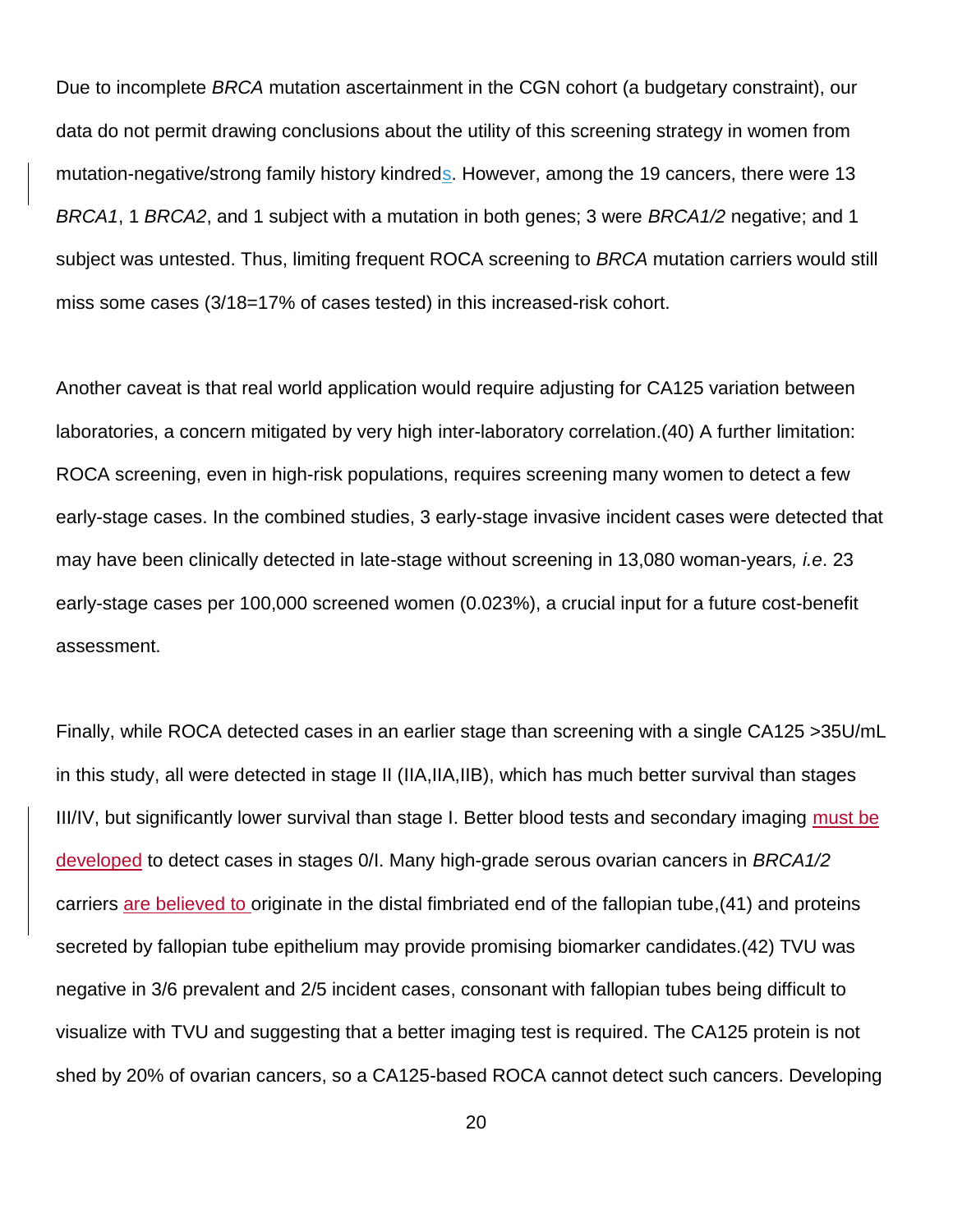Due to incomplete *BRCA* mutation ascertainment in the CGN cohort (a budgetary constraint), our data do not permit drawing conclusions about the utility of this screening strategy in women from mutation-negative/strong family history kindreds. However, among the 19 cancers, there were 13 *BRCA1*, 1 *BRCA2*, and 1 subject with a mutation in both genes; 3 were *BRCA1/2* negative; and 1 subject was untested. Thus, limiting frequent ROCA screening to *BRCA* mutation carriers would still miss some cases (3/18=17% of cases tested) in this increased-risk cohort.

Another caveat is that real world application would require adjusting for CA125 variation between laboratories, a concern mitigated by very high inter-laboratory correlation.(40) A further limitation: ROCA screening, even in high-risk populations, requires screening many women to detect a few early-stage cases. In the combined studies, 3 early-stage invasive incident cases were detected that may have been clinically detected in late-stage without screening in 13,080 woman-years*, i.e*. 23 early-stage cases per 100,000 screened women (0.023%), a crucial input for a future cost-benefit assessment.

Finally, while ROCA detected cases in an earlier stage than screening with a single CA125 >35U/mL in this study, all were detected in stage II (IIA,IIA,IIB), which has much better survival than stages III/IV, but significantly lower survival than stage I. Better blood tests and secondary imaging must be developed to detect cases in stages 0/I. Many high-grade serous ovarian cancers in *BRCA1/2* carriers are believed to originate in the distal fimbriated end of the fallopian tube,(41) and proteins secreted by fallopian tube epithelium may provide promising biomarker candidates.(42) TVU was negative in 3/6 prevalent and 2/5 incident cases, consonant with fallopian tubes being difficult to visualize with TVU and suggesting that a better imaging test is required. The CA125 protein is not shed by 20% of ovarian cancers, so a CA125-based ROCA cannot detect such cancers. Developing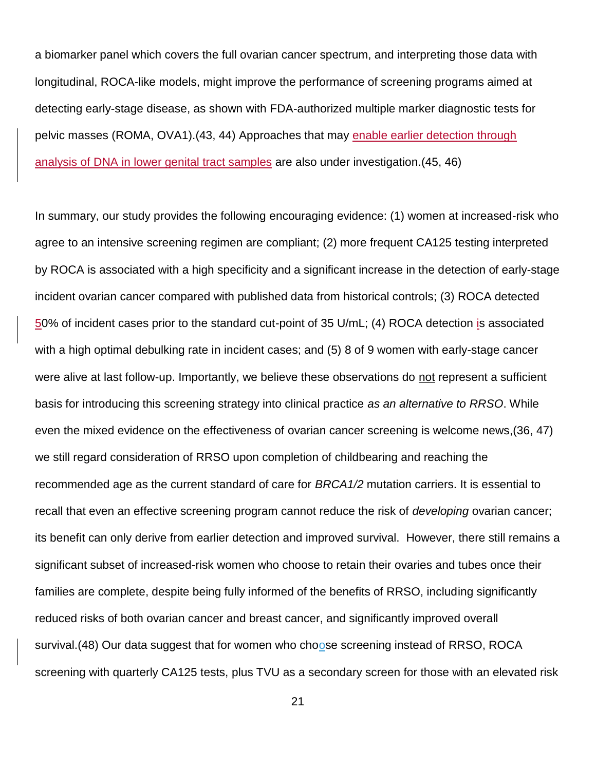a biomarker panel which covers the full ovarian cancer spectrum, and interpreting those data with longitudinal, ROCA-like models, might improve the performance of screening programs aimed at detecting early-stage disease, as shown with FDA-authorized multiple marker diagnostic tests for pelvic masses (ROMA, OVA1).(43, 44) Approaches that may enable earlier detection through analysis of DNA in lower genital tract samples are also under investigation.(45, 46)

In summary, our study provides the following encouraging evidence: (1) women at increased-risk who agree to an intensive screening regimen are compliant; (2) more frequent CA125 testing interpreted by ROCA is associated with a high specificity and a significant increase in the detection of early-stage incident ovarian cancer compared with published data from historical controls; (3) ROCA detected 50% of incident cases prior to the standard cut-point of 35 U/mL; (4) ROCA detection is associated with a high optimal debulking rate in incident cases; and (5) 8 of 9 women with early-stage cancer were alive at last follow-up. Importantly, we believe these observations do not represent a sufficient basis for introducing this screening strategy into clinical practice *as an alternative to RRSO*. While even the mixed evidence on the effectiveness of ovarian cancer screening is welcome news,(36, 47) we still regard consideration of RRSO upon completion of childbearing and reaching the recommended age as the current standard of care for *BRCA1/2* mutation carriers. It is essential to recall that even an effective screening program cannot reduce the risk of *developing* ovarian cancer; its benefit can only derive from earlier detection and improved survival. However, there still remains a significant subset of increased-risk women who choose to retain their ovaries and tubes once their families are complete, despite being fully informed of the benefits of RRSO, including significantly reduced risks of both ovarian cancer and breast cancer, and significantly improved overall survival.(48) Our data suggest that for women who choose screening instead of RRSO, ROCA screening with quarterly CA125 tests, plus TVU as a secondary screen for those with an elevated risk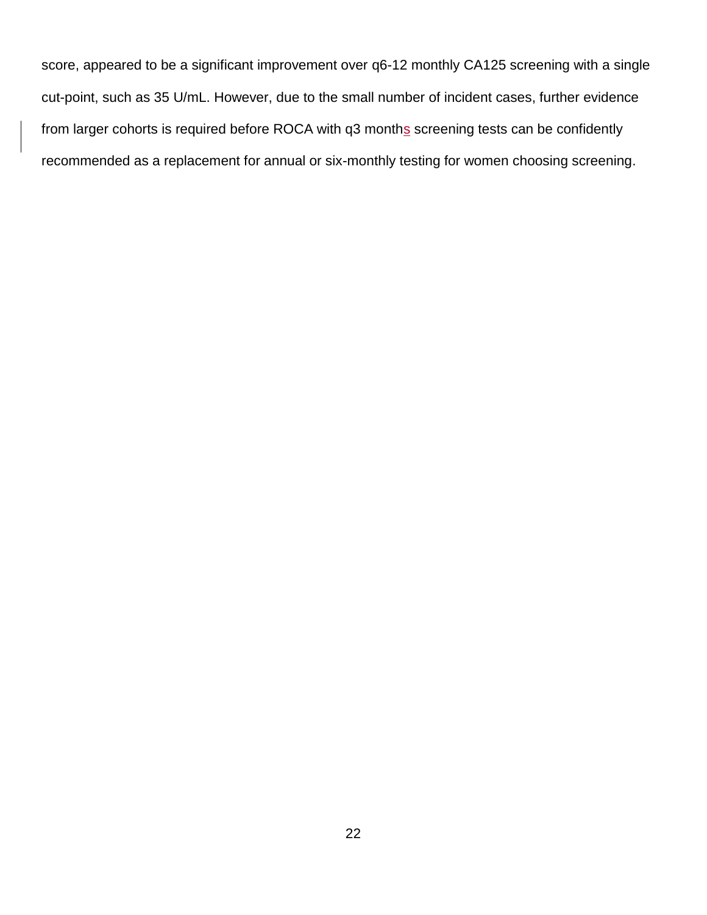score, appeared to be a significant improvement over q6-12 monthly CA125 screening with a single cut-point, such as 35 U/mL. However, due to the small number of incident cases, further evidence from larger cohorts is required before ROCA with q3 months screening tests can be confidently recommended as a replacement for annual or six-monthly testing for women choosing screening.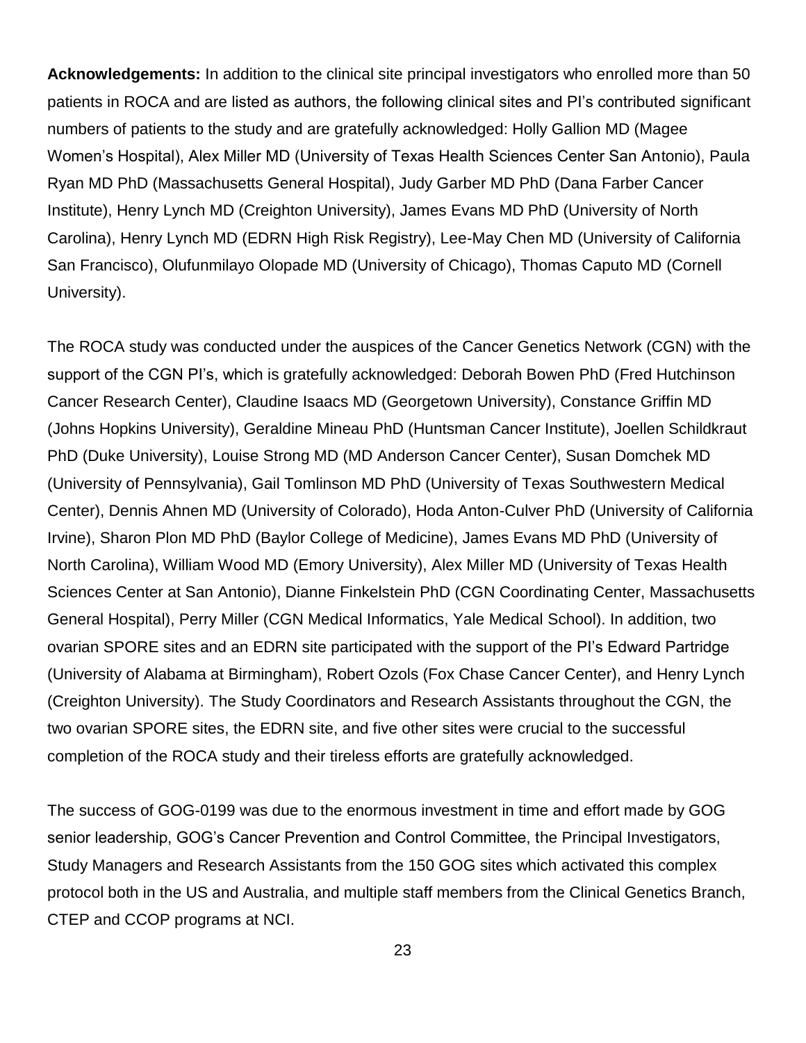**Acknowledgements:** In addition to the clinical site principal investigators who enrolled more than 50 patients in ROCA and are listed as authors, the following clinical sites and PI's contributed significant numbers of patients to the study and are gratefully acknowledged: Holly Gallion MD (Magee Women's Hospital), Alex Miller MD (University of Texas Health Sciences Center San Antonio), Paula Ryan MD PhD (Massachusetts General Hospital), Judy Garber MD PhD (Dana Farber Cancer Institute), Henry Lynch MD (Creighton University), James Evans MD PhD (University of North Carolina), Henry Lynch MD (EDRN High Risk Registry), Lee-May Chen MD (University of California San Francisco), Olufunmilayo Olopade MD (University of Chicago), Thomas Caputo MD (Cornell University).

The ROCA study was conducted under the auspices of the Cancer Genetics Network (CGN) with the support of the CGN PI's, which is gratefully acknowledged: Deborah Bowen PhD (Fred Hutchinson Cancer Research Center), Claudine Isaacs MD (Georgetown University), Constance Griffin MD (Johns Hopkins University), Geraldine Mineau PhD (Huntsman Cancer Institute), Joellen Schildkraut PhD (Duke University), Louise Strong MD (MD Anderson Cancer Center), Susan Domchek MD (University of Pennsylvania), Gail Tomlinson MD PhD (University of Texas Southwestern Medical Center), Dennis Ahnen MD (University of Colorado), Hoda Anton-Culver PhD (University of California Irvine), Sharon Plon MD PhD (Baylor College of Medicine), James Evans MD PhD (University of North Carolina), William Wood MD (Emory University), Alex Miller MD (University of Texas Health Sciences Center at San Antonio), Dianne Finkelstein PhD (CGN Coordinating Center, Massachusetts General Hospital), Perry Miller (CGN Medical Informatics, Yale Medical School). In addition, two ovarian SPORE sites and an EDRN site participated with the support of the PI's Edward Partridge (University of Alabama at Birmingham), Robert Ozols (Fox Chase Cancer Center), and Henry Lynch (Creighton University). The Study Coordinators and Research Assistants throughout the CGN, the two ovarian SPORE sites, the EDRN site, and five other sites were crucial to the successful completion of the ROCA study and their tireless efforts are gratefully acknowledged.

The success of GOG-0199 was due to the enormous investment in time and effort made by GOG senior leadership, GOG's Cancer Prevention and Control Committee, the Principal Investigators, Study Managers and Research Assistants from the 150 GOG sites which activated this complex protocol both in the US and Australia, and multiple staff members from the Clinical Genetics Branch, CTEP and CCOP programs at NCI.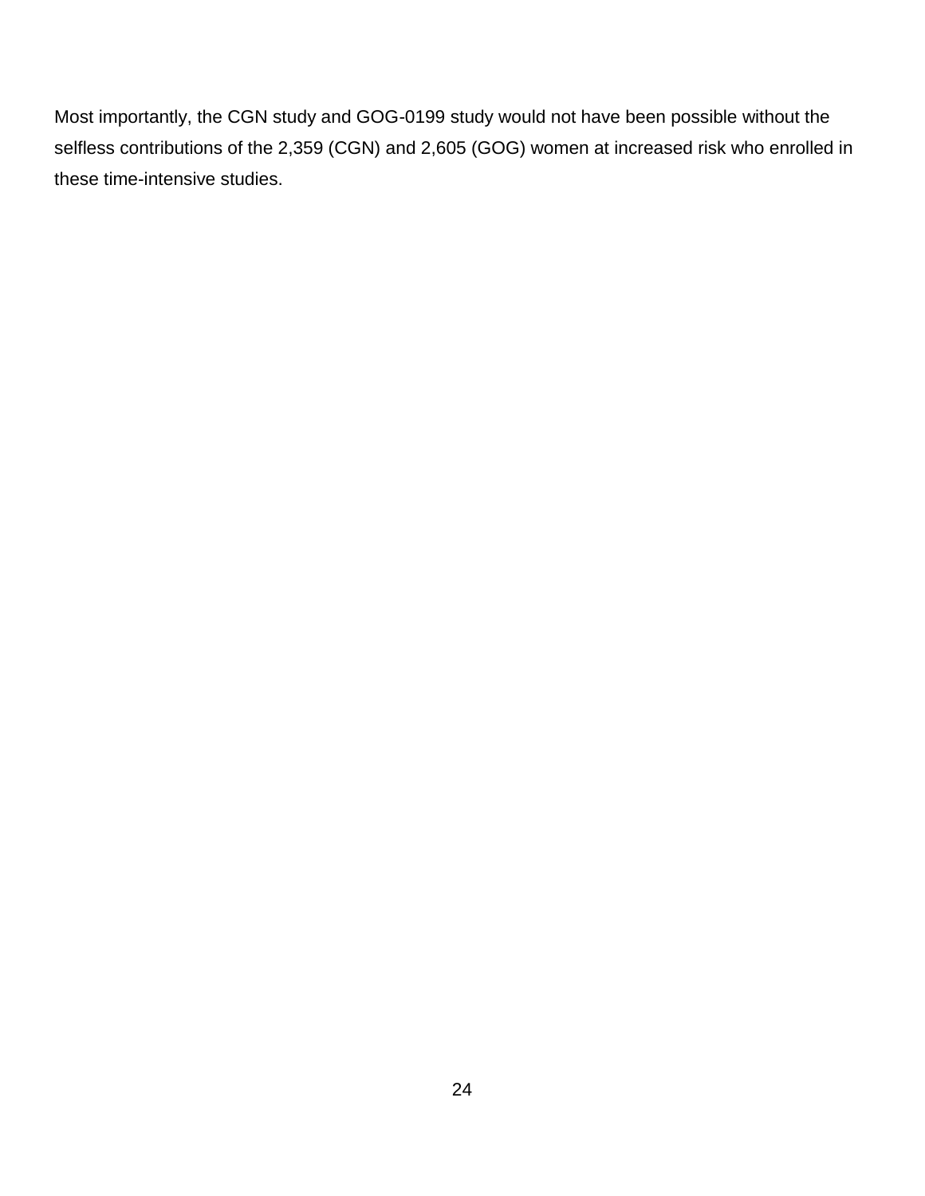Most importantly, the CGN study and GOG-0199 study would not have been possible without the selfless contributions of the 2,359 (CGN) and 2,605 (GOG) women at increased risk who enrolled in these time-intensive studies.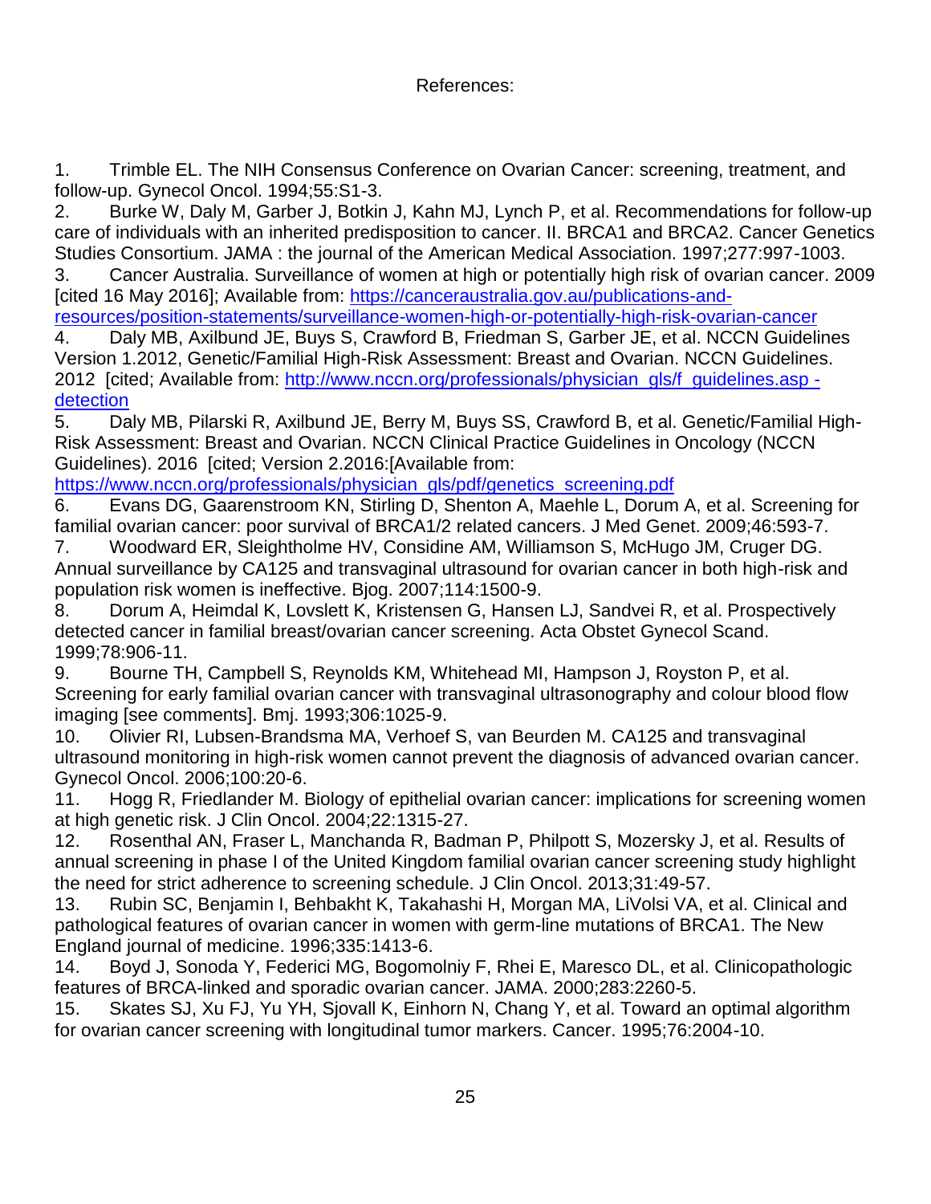# References:

1. Trimble EL. The NIH Consensus Conference on Ovarian Cancer: screening, treatment, and follow-up. Gynecol Oncol. 1994;55:S1-3.
2. Burke W, Daly M, Garber J, Botkin J, Kahn MJ, Lynch P, et al. Recommendations for follow-up care of individuals with an inherited predisposition to cancer. II. BRCA1 and BRCA2. Cancer Genetics Studies Consortium. JAMA : the journal of the American Medical Association. 1997;277:997-1003.
3. Cancer Australia. Surveillance of women at high or potentially high risk of ovarian cancer. 2009 [cited 16 May 2016]; Available from: https://canceraustralia.gov.au/publications-and-resources/position-statements/surveillance-women-high-or-potentially-high-risk-ovarian-cancer
4. Daly MB, Axilbund JE, Buys S, Crawford B, Friedman S, Garber JE, et al. NCCN Guidelines Version 1.2012, Genetic/Familial High-Risk Assessment: Breast and Ovarian. NCCN Guidelines. 2012 [cited; Available from: http://www.nccn.org/professionals/physician_gls/f_guidelines.asp - detection
5. Daly MB, Pilarski R, Axilbund JE, Berry M, Buys SS, Crawford B, et al. Genetic/Familial High-Risk Assessment: Breast and Ovarian. NCCN Clinical Practice Guidelines in Oncology (NCCN Guidelines). 2016 [cited; Version 2.2016:[Available from: https://www.nccn.org/professionals/physician_gls/pdf/genetics_screening.pdf
6. Evans DG, Gaarenstroom KN, Stirling D, Shenton A, Maehle L, Dorum A, et al. Screening for familial ovarian cancer: poor survival of BRCA1/2 related cancers. J Med Genet. 2009;46:593-7.
7. Woodward ER, Sleightholme HV, Considine AM, Williamson S, McHugo JM, Cruger DG. Annual surveillance by CA125 and transvaginal ultrasound for ovarian cancer in both high-risk and population risk women is ineffective. Bjog. 2007;114:1500-9.
8. Dorum A, Heimdal K, Lovslett K, Kristensen G, Hansen LJ, Sandvei R, et al. Prospectively detected cancer in familial breast/ovarian cancer screening. Acta Obstet Gynecol Scand. 1999;78:906-11.
9. Bourne TH, Campbell S, Reynolds KM, Whitehead MI, Hampson J, Royston P, et al. Screening for early familial ovarian cancer with transvaginal ultrasonography and colour blood flow imaging [see comments]. Bmj. 1993;306:1025-9.
10. Olivier RI, Lubsen-Brandsma MA, Verhoef S, van Beurden M. CA125 and transvaginal ultrasound monitoring in high-risk women cannot prevent the diagnosis of advanced ovarian cancer. Gynecol Oncol. 2006;100:20-6.
11. Hogg R, Friedlander M. Biology of epithelial ovarian cancer: implications for screening women at high genetic risk. J Clin Oncol. 2004;22:1315-27.
12. Rosenthal AN, Fraser L, Manchanda R, Badman P, Philpott S, Mozersky J, et al. Results of annual screening in phase I of the United Kingdom familial ovarian cancer screening study highlight the need for strict adherence to screening schedule. J Clin Oncol. 2013;31:49-57.
13. Rubin SC, Benjamin I, Behbakht K, Takahashi H, Morgan MA, LiVolsi VA, et al. Clinical and pathological features of ovarian cancer in women with germ-line mutations of BRCA1. The New England journal of medicine. 1996;335:1413-6.
14. Boyd J, Sonoda Y, Federici MG, Bogomolniy F, Rhei E, Maresco DL, et al. Clinicopathologic features of BRCA-linked and sporadic ovarian cancer. JAMA. 2000;283:2260-5.
15. Skates SJ, Xu FJ, Yu YH, Sjovall K, Einhorn N, Chang Y, et al. Toward an optimal algorithm for ovarian cancer screening with longitudinal tumor markers. Cancer. 1995;76:2004-10.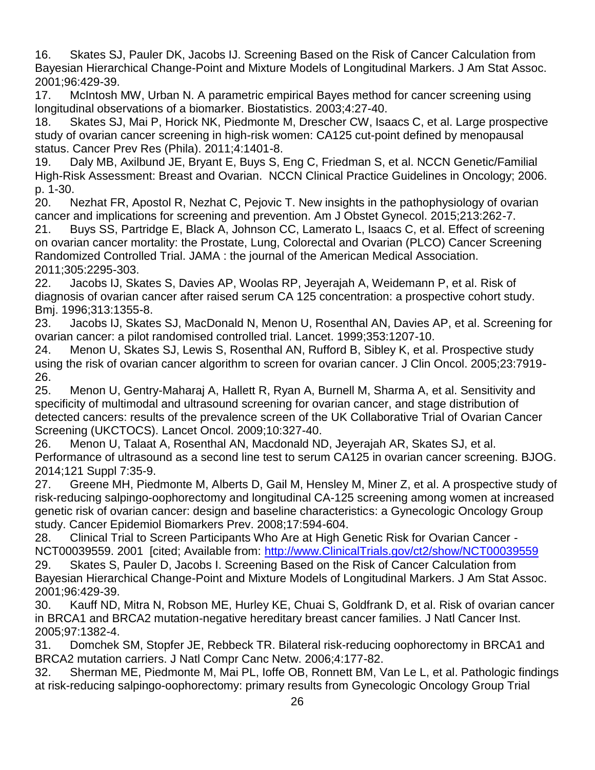16. Skates SJ, Pauler DK, Jacobs IJ. Screening Based on the Risk of Cancer Calculation from Bayesian Hierarchical Change-Point and Mixture Models of Longitudinal Markers. J Am Stat Assoc. 2001;96:429-39.
17. McIntosh MW, Urban N. A parametric empirical Bayes method for cancer screening using longitudinal observations of a biomarker. Biostatistics. 2003;4:27-40.
18. Skates SJ, Mai P, Horick NK, Piedmonte M, Drescher CW, Isaacs C, et al. Large prospective study of ovarian cancer screening in high-risk women: CA125 cut-point defined by menopausal status. Cancer Prev Res (Phila). 2011;4:1401-8.
19. Daly MB, Axilbund JE, Bryant E, Buys S, Eng C, Friedman S, et al. NCCN Genetic/Familial High-Risk Assessment: Breast and Ovarian. NCCN Clinical Practice Guidelines in Oncology; 2006. p. 1-30.
20. Nezhat FR, Apostol R, Nezhat C, Pejovic T. New insights in the pathophysiology of ovarian cancer and implications for screening and prevention. Am J Obstet Gynecol. 2015;213:262-7.
21. Buys SS, Partridge E, Black A, Johnson CC, Lamerato L, Isaacs C, et al. Effect of screening on ovarian cancer mortality: the Prostate, Lung, Colorectal and Ovarian (PLCO) Cancer Screening Randomized Controlled Trial. JAMA : the journal of the American Medical Association. 2011;305:2295-303.
22. Jacobs IJ, Skates S, Davies AP, Woolas RP, Jeyerajah A, Weidemann P, et al. Risk of diagnosis of ovarian cancer after raised serum CA 125 concentration: a prospective cohort study. Bmj. 1996;313:1355-8.
23. Jacobs IJ, Skates SJ, MacDonald N, Menon U, Rosenthal AN, Davies AP, et al. Screening for ovarian cancer: a pilot randomised controlled trial. Lancet. 1999;353:1207-10.
24. Menon U, Skates SJ, Lewis S, Rosenthal AN, Rufford B, Sibley K, et al. Prospective study using the risk of ovarian cancer algorithm to screen for ovarian cancer. J Clin Oncol. 2005;23:7919-26.
25. Menon U, Gentry-Maharaj A, Hallett R, Ryan A, Burnell M, Sharma A, et al. Sensitivity and specificity of multimodal and ultrasound screening for ovarian cancer, and stage distribution of detected cancers: results of the prevalence screen of the UK Collaborative Trial of Ovarian Cancer Screening (UKCTOCS). Lancet Oncol. 2009;10:327-40.
26. Menon U, Talaat A, Rosenthal AN, Macdonald ND, Jeyerajah AR, Skates SJ, et al. Performance of ultrasound as a second line test to serum CA125 in ovarian cancer screening. BJOG. 2014;121 Suppl 7:35-9.
27. Greene MH, Piedmonte M, Alberts D, Gail M, Hensley M, Miner Z, et al. A prospective study of risk-reducing salpingo-oophorectomy and longitudinal CA-125 screening among women at increased genetic risk of ovarian cancer: design and baseline characteristics: a Gynecologic Oncology Group study. Cancer Epidemiol Biomarkers Prev. 2008;17:594-604.
28. Clinical Trial to Screen Participants Who Are at High Genetic Risk for Ovarian Cancer - NCT00039559. 2001 [cited; Available from: http://www.ClinicalTrials.gov/ct2/show/NCT00039559
29. Skates S, Pauler D, Jacobs I. Screening Based on the Risk of Cancer Calculation from Bayesian Hierarchical Change-Point and Mixture Models of Longitudinal Markers. J Am Stat Assoc. 2001;96:429-39.
30. Kauff ND, Mitra N, Robson ME, Hurley KE, Chuai S, Goldfrank D, et al. Risk of ovarian cancer in BRCA1 and BRCA2 mutation-negative hereditary breast cancer families. J Natl Cancer Inst. 2005;97:1382-4.
31. Domchek SM, Stopfer JE, Rebbeck TR. Bilateral risk-reducing oophorectomy in BRCA1 and BRCA2 mutation carriers. J Natl Compr Canc Netw. 2006;4:177-82.
32. Sherman ME, Piedmonte M, Mai PL, Ioffe OB, Ronnett BM, Van Le L, et al. Pathologic findings at risk-reducing salpingo-oophorectomy: primary results from Gynecologic Oncology Group Trial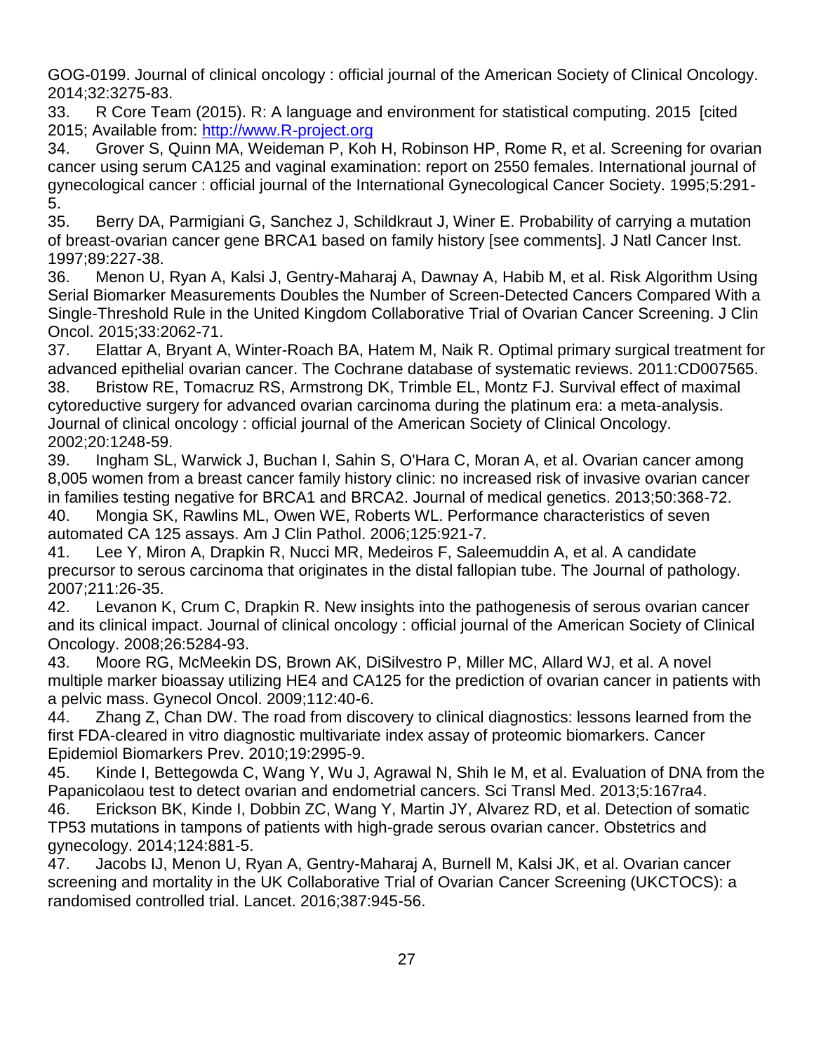GOG-0199. Journal of clinical oncology : official journal of the American Society of Clinical Oncology. 2014;32:3275-83.

33. R Core Team (2015). R: A language and environment for statistical computing. 2015 [cited 2015; Available from: http://www.R-project.org

34. Grover S, Quinn MA, Weideman P, Koh H, Robinson HP, Rome R, et al. Screening for ovarian cancer using serum CA125 and vaginal examination: report on 2550 females. International journal of gynecological cancer : official journal of the International Gynecological Cancer Society. 1995;5:291-5.

35. Berry DA, Parmigiani G, Sanchez J, Schildkraut J, Winer E. Probability of carrying a mutation of breast-ovarian cancer gene BRCA1 based on family history [see comments]. J Natl Cancer Inst. 1997;89:227-38.

36. Menon U, Ryan A, Kalsi J, Gentry-Maharaj A, Dawnay A, Habib M, et al. Risk Algorithm Using Serial Biomarker Measurements Doubles the Number of Screen-Detected Cancers Compared With a Single-Threshold Rule in the United Kingdom Collaborative Trial of Ovarian Cancer Screening. J Clin Oncol. 2015;33:2062-71.

37. Elattar A, Bryant A, Winter-Roach BA, Hatem M, Naik R. Optimal primary surgical treatment for advanced epithelial ovarian cancer. The Cochrane database of systematic reviews. 2011:CD007565.

38. Bristow RE, Tomacruz RS, Armstrong DK, Trimble EL, Montz FJ. Survival effect of maximal cytoreductive surgery for advanced ovarian carcinoma during the platinum era: a meta-analysis. Journal of clinical oncology : official journal of the American Society of Clinical Oncology. 2002;20:1248-59.

39. Ingham SL, Warwick J, Buchan I, Sahin S, O'Hara C, Moran A, et al. Ovarian cancer among 8,005 women from a breast cancer family history clinic: no increased risk of invasive ovarian cancer in families testing negative for BRCA1 and BRCA2. Journal of medical genetics. 2013;50:368-72.

40. Mongia SK, Rawlins ML, Owen WE, Roberts WL. Performance characteristics of seven automated CA 125 assays. Am J Clin Pathol. 2006;125:921-7.

41. Lee Y, Miron A, Drapkin R, Nucci MR, Medeiros F, Saleemuddin A, et al. A candidate precursor to serous carcinoma that originates in the distal fallopian tube. The Journal of pathology. 2007;211:26-35.

42. Levanon K, Crum C, Drapkin R. New insights into the pathogenesis of serous ovarian cancer and its clinical impact. Journal of clinical oncology : official journal of the American Society of Clinical Oncology. 2008;26:5284-93.

43. Moore RG, McMeekin DS, Brown AK, DiSilvestro P, Miller MC, Allard WJ, et al. A novel multiple marker bioassay utilizing HE4 and CA125 for the prediction of ovarian cancer in patients with a pelvic mass. Gynecol Oncol. 2009;112:40-6.

44. Zhang Z, Chan DW. The road from discovery to clinical diagnostics: lessons learned from the first FDA-cleared in vitro diagnostic multivariate index assay of proteomic biomarkers. Cancer Epidemiol Biomarkers Prev. 2010;19:2995-9.

45. Kinde I, Bettegowda C, Wang Y, Wu J, Agrawal N, Shih Ie M, et al. Evaluation of DNA from the Papanicolaou test to detect ovarian and endometrial cancers. Sci Transl Med. 2013;5:167ra4.

46. Erickson BK, Kinde I, Dobbin ZC, Wang Y, Martin JY, Alvarez RD, et al. Detection of somatic TP53 mutations in tampons of patients with high-grade serous ovarian cancer. Obstetrics and gynecology. 2014;124:881-5.

47. Jacobs IJ, Menon U, Ryan A, Gentry-Maharaj A, Burnell M, Kalsi JK, et al. Ovarian cancer screening and mortality in the UK Collaborative Trial of Ovarian Cancer Screening (UKCTOCS): a randomised controlled trial. Lancet. 2016;387:945-56.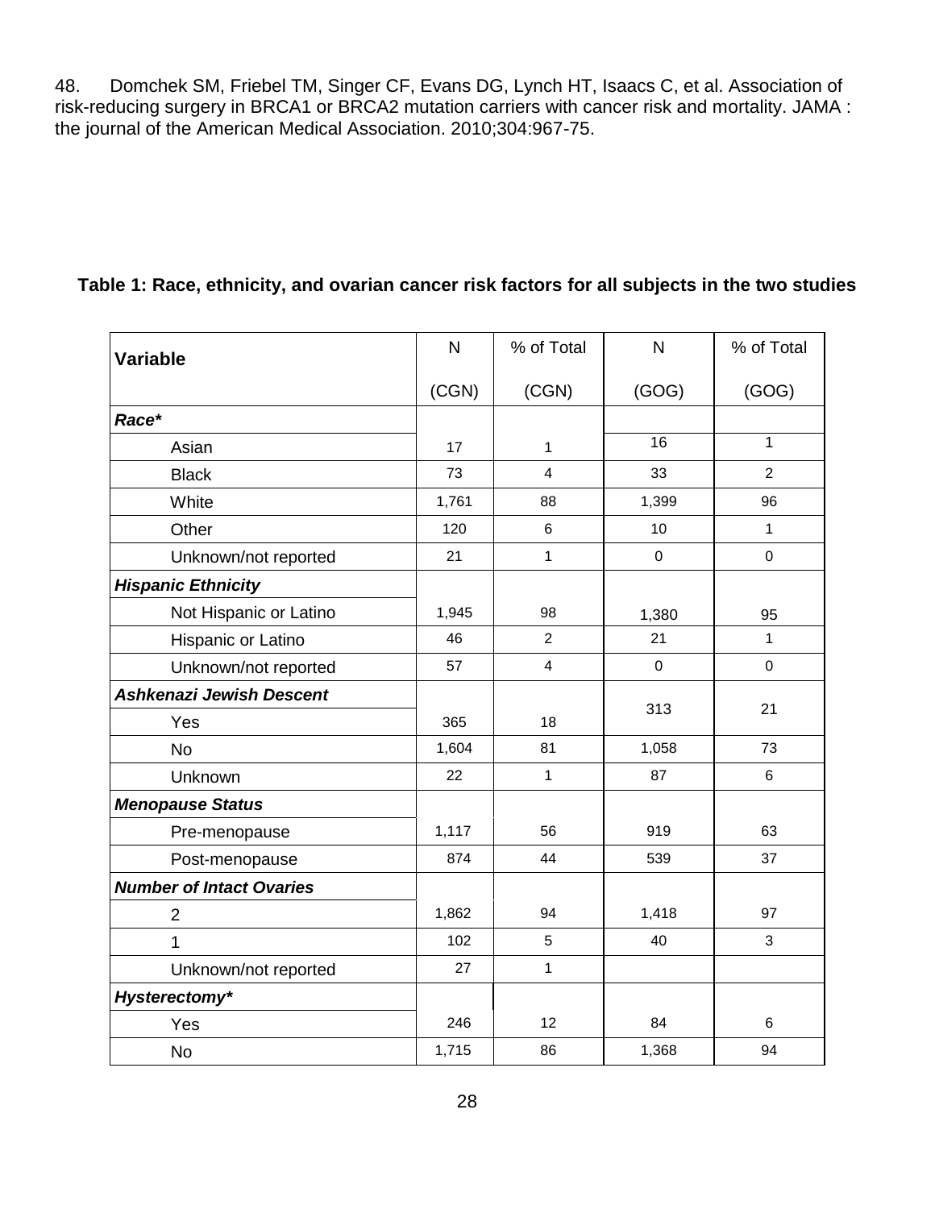48. Domchek SM, Friebel TM, Singer CF, Evans DG, Lynch HT, Isaacs C, et al. Association of risk-reducing surgery in BRCA1 or BRCA2 mutation carriers with cancer risk and mortality. JAMA : the journal of the American Medical Association. 2010;304:967-75.

**Table 1: Race, ethnicity, and ovarian cancer risk factors for all subjects in the two studies**

| Variable | N (CGN) | % of Total (CGN) | N (GOG) | % of Total (GOG) |
|---|---|---|---|---|
| ***Race**** | | | | |
| Asian | 17 | 1 | 16 | 1 |
| Black | 73 | 4 | 33 | 2 |
| White | 1,761 | 88 | 1,399 | 96 |
| Other | 120 | 6 | 10 | 1 |
| Unknown/not reported | 21 | 1 | 0 | 0 |
| ***Hispanic Ethnicity*** | | | | |
| Not Hispanic or Latino | 1,945 | 98 | 1,380 | 95 |
| Hispanic or Latino | 46 | 2 | 21 | 1 |
| Unknown/not reported | 57 | 4 | 0 | 0 |
| ***Ashkenazi Jewish Descent*** | | | | |
| Yes | 365 | 18 | 313 | 21 |
| No | 1,604 | 81 | 1,058 | 73 |
| Unknown | 22 | 1 | 87 | 6 |
| ***Menopause Status*** | | | | |
| Pre-menopause | 1,117 | 56 | 919 | 63 |
| Post-menopause | 874 | 44 | 539 | 37 |
| ***Number of Intact Ovaries*** | | | | |
| 2 | 1,862 | 94 | 1,418 | 97 |
| 1 | 102 | 5 | 40 | 3 |
| Unknown/not reported | 27 | 1 | | |
| ***Hysterectomy**** | | | | |
| Yes | 246 | 12 | 84 | 6 |
| No | 1,715 | 86 | 1,368 | 94 |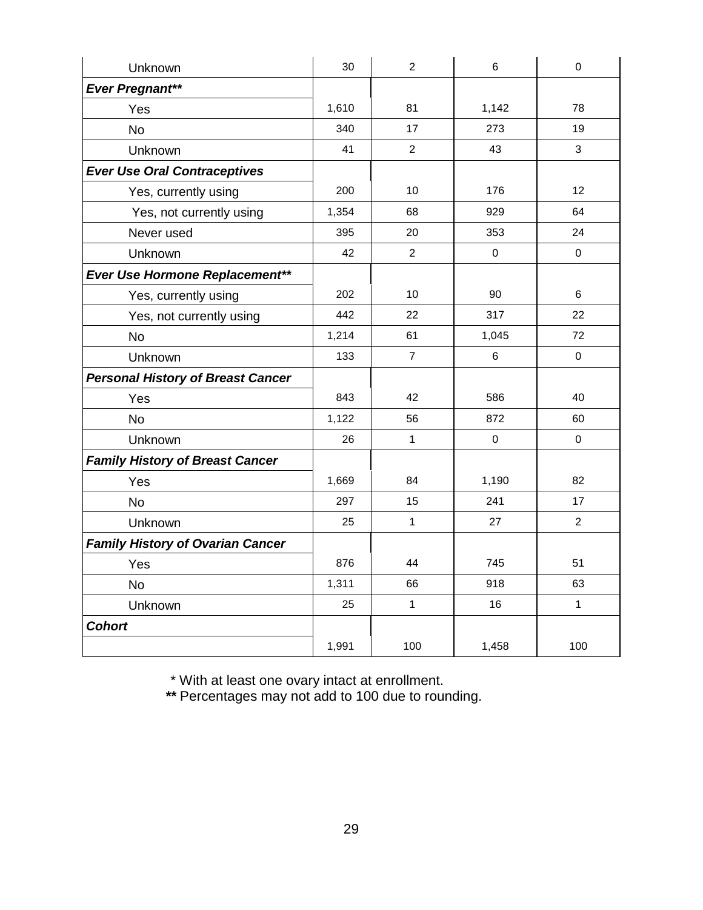| | | | | |
|---|---|---|---|---|
| Unknown | 30 | 2 | 6 | 0 |
| ***Ever Pregnant\*\**** | | | | |
| Yes | 1,610 | 81 | 1,142 | 78 |
| No | 340 | 17 | 273 | 19 |
| Unknown | 41 | 2 | 43 | 3 |
| ***Ever Use Oral Contraceptives*** | | | | |
| Yes, currently using | 200 | 10 | 176 | 12 |
| Yes, not currently using | 1,354 | 68 | 929 | 64 |
| Never used | 395 | 20 | 353 | 24 |
| Unknown | 42 | 2 | 0 | 0 |
| ***Ever Use Hormone Replacement\*\**** | | | | |
| Yes, currently using | 202 | 10 | 90 | 6 |
| Yes, not currently using | 442 | 22 | 317 | 22 |
| No | 1,214 | 61 | 1,045 | 72 |
| Unknown | 133 | 7 | 6 | 0 |
| ***Personal History of Breast Cancer*** | | | | |
| Yes | 843 | 42 | 586 | 40 |
| No | 1,122 | 56 | 872 | 60 |
| Unknown | 26 | 1 | 0 | 0 |
| ***Family History of Breast Cancer*** | | | | |
| Yes | 1,669 | 84 | 1,190 | 82 |
| No | 297 | 15 | 241 | 17 |
| Unknown | 25 | 1 | 27 | 2 |
| ***Family History of Ovarian Cancer*** | | | | |
| Yes | 876 | 44 | 745 | 51 |
| No | 1,311 | 66 | 918 | 63 |
| Unknown | 25 | 1 | 16 | 1 |
| ***Cohort*** | | | | |
| | 1,991 | 100 | 1,458 | 100 |

\* With at least one ovary intact at enrollment.

**\*\*** Percentages may not add to 100 due to rounding.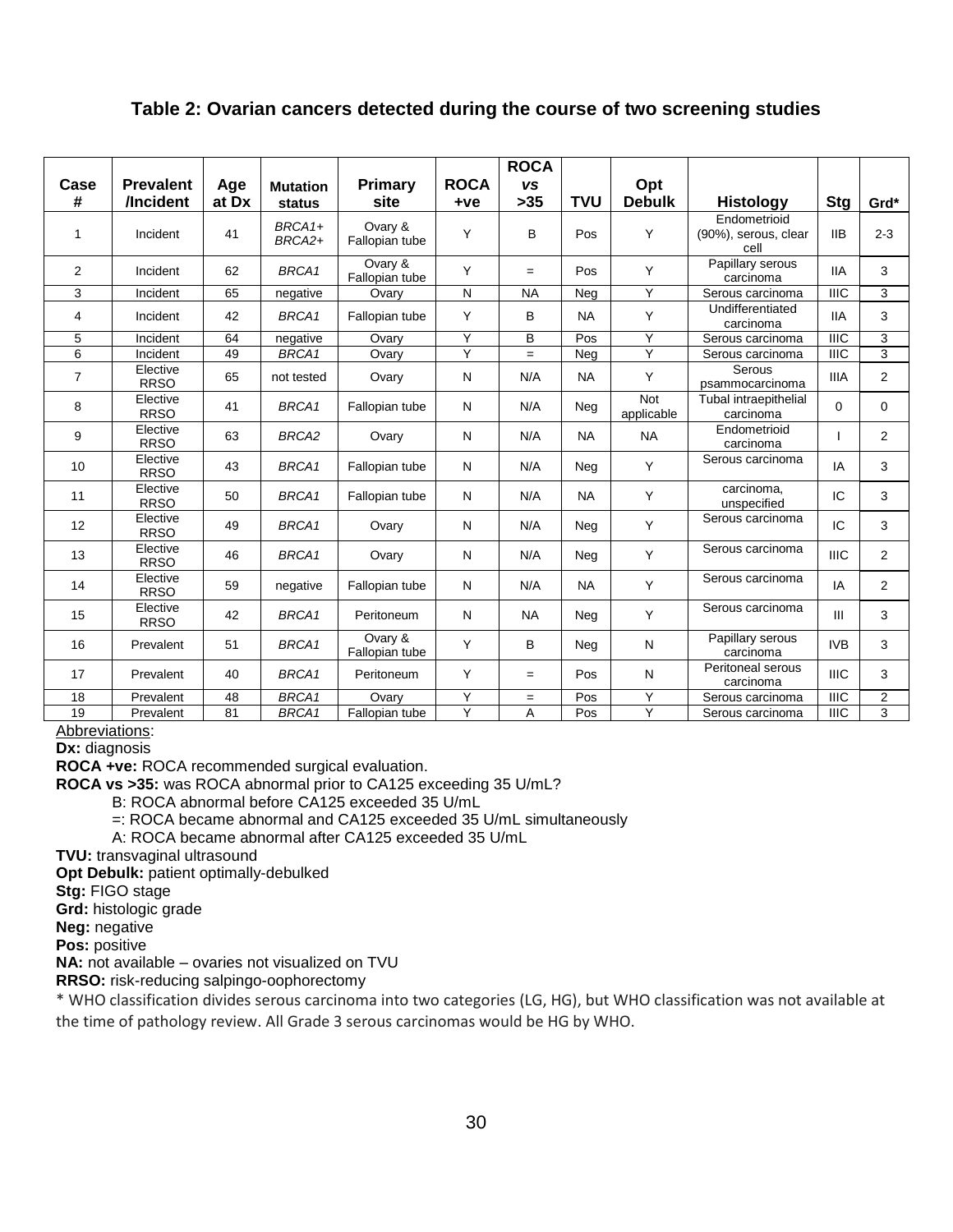### Table 2: Ovarian cancers detected during the course of two screening studies

| Case # | Prevalent /Incident | Age at Dx | Mutation status | Primary site | ROCA +ve | ROCA *vs* >35 | TVU | Opt Debulk | Histology | Stg | Grd* |
|---|---|---|---|---|---|---|---|---|---|---|---|
| 1 | Incident | 41 | *BRCA1+ BRCA2+* | Ovary & Fallopian tube | Y | B | Pos | Y | Endometrioid (90%), serous, clear cell | IIB | 2-3 |
| 2 | Incident | 62 | *BRCA1* | Ovary & Fallopian tube | Y | = | Pos | Y | Papillary serous carcinoma | IIA | 3 |
| 3 | Incident | 65 | negative | Ovary | N | NA | Neg | Y | Serous carcinoma | IIIC | 3 |
| 4 | Incident | 42 | *BRCA1* | Fallopian tube | Y | B | NA | Y | Undifferentiated carcinoma | IIA | 3 |
| 5 | Incident | 64 | negative | Ovary | Y | B | Pos | Y | Serous carcinoma | IIIC | 3 |
| 6 | Incident | 49 | *BRCA1* | Ovary | Y | = | Neg | Y | Serous carcinoma | IIIC | 3 |
| 7 | Elective RRSO | 65 | not tested | Ovary | N | N/A | NA | Y | Serous psammocarcinoma | IIIA | 2 |
| 8 | Elective RRSO | 41 | *BRCA1* | Fallopian tube | N | N/A | Neg | Not applicable | Tubal intraepithelial carcinoma | 0 | 0 |
| 9 | Elective RRSO | 63 | *BRCA2* | Ovary | N | N/A | NA | NA | Endometrioid carcinoma | I | 2 |
| 10 | Elective RRSO | 43 | *BRCA1* | Fallopian tube | N | N/A | Neg | Y | Serous carcinoma | IA | 3 |
| 11 | Elective RRSO | 50 | *BRCA1* | Fallopian tube | N | N/A | NA | Y | carcinoma, unspecified | IC | 3 |
| 12 | Elective RRSO | 49 | *BRCA1* | Ovary | N | N/A | Neg | Y | Serous carcinoma | IC | 3 |
| 13 | Elective RRSO | 46 | *BRCA1* | Ovary | N | N/A | Neg | Y | Serous carcinoma | IIIC | 2 |
| 14 | Elective RRSO | 59 | negative | Fallopian tube | N | N/A | NA | Y | Serous carcinoma | IA | 2 |
| 15 | Elective RRSO | 42 | *BRCA1* | Peritoneum | N | NA | Neg | Y | Serous carcinoma | III | 3 |
| 16 | Prevalent | 51 | *BRCA1* | Ovary & Fallopian tube | Y | B | Neg | N | Papillary serous carcinoma | IVB | 3 |
| 17 | Prevalent | 40 | *BRCA1* | Peritoneum | Y | = | Pos | N | Peritoneal serous carcinoma | IIIC | 3 |
| 18 | Prevalent | 48 | *BRCA1* | Ovary | Y | = | Pos | Y | Serous carcinoma | IIIC | 2 |
| 19 | Prevalent | 81 | *BRCA1* | Fallopian tube | Y | A | Pos | Y | Serous carcinoma | IIIC | 3 |

Abbreviations:

**Dx:** diagnosis

**ROCA +ve:** ROCA recommended surgical evaluation.

**ROCA vs >35:** was ROCA abnormal prior to CA125 exceeding 35 U/mL?

- B: ROCA abnormal before CA125 exceeded 35 U/mL
- =: ROCA became abnormal and CA125 exceeded 35 U/mL simultaneously
- A: ROCA became abnormal after CA125 exceeded 35 U/mL

**TVU:** transvaginal ultrasound

**Opt Debulk:** patient optimally-debulked

**Stg:** FIGO stage

**Grd:** histologic grade

**Neg:** negative

**Pos:** positive

**NA:** not available – ovaries not visualized on TVU

**RRSO:** risk-reducing salpingo-oophorectomy

\* WHO classification divides serous carcinoma into two categories (LG, HG), but WHO classification was not available at the time of pathology review. All Grade 3 serous carcinomas would be HG by WHO.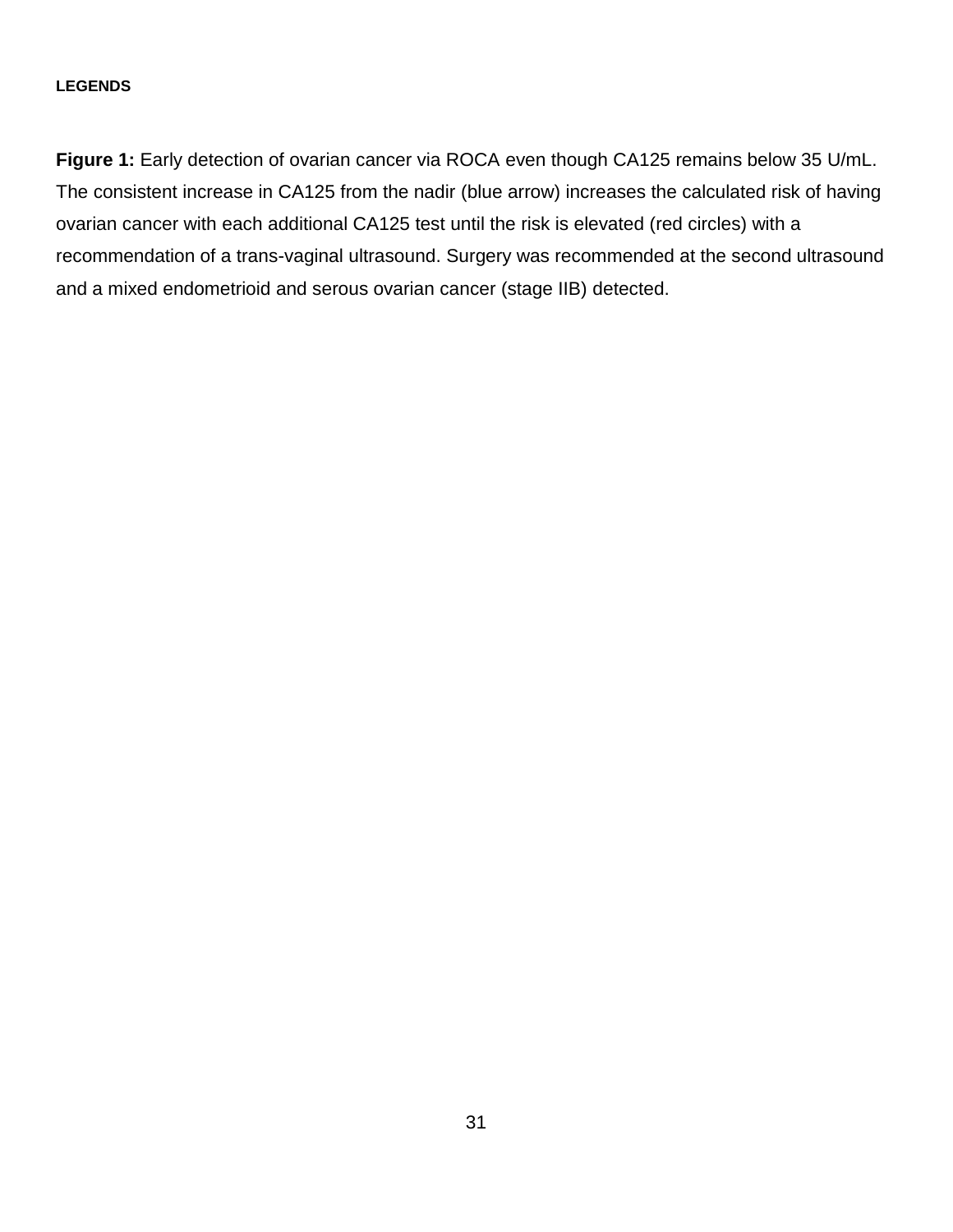**LEGENDS**

**Figure 1:** Early detection of ovarian cancer via ROCA even though CA125 remains below 35 U/mL. The consistent increase in CA125 from the nadir (blue arrow) increases the calculated risk of having ovarian cancer with each additional CA125 test until the risk is elevated (red circles) with a recommendation of a trans-vaginal ultrasound. Surgery was recommended at the second ultrasound and a mixed endometrioid and serous ovarian cancer (stage IIB) detected.